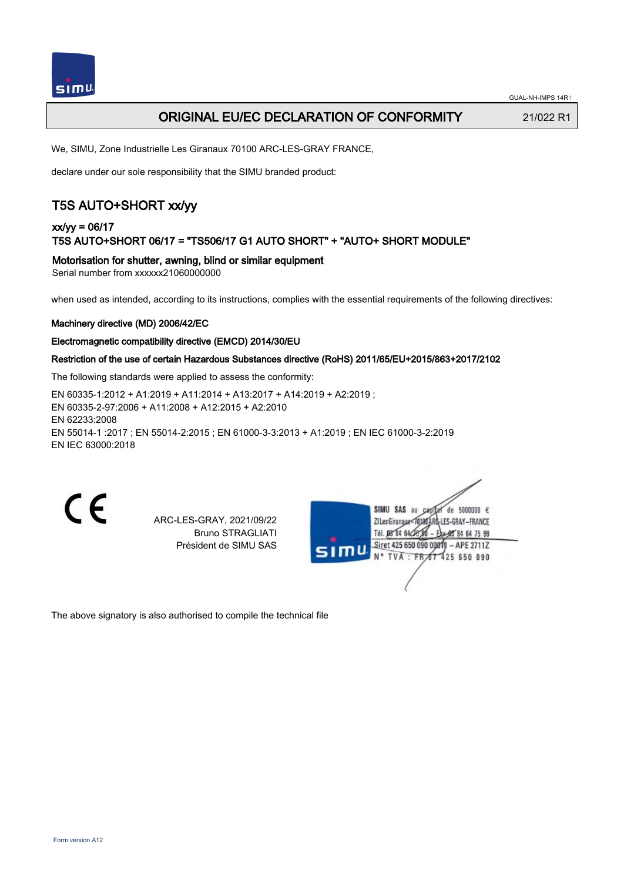GUAL-NH-IMPS 14R1

# ORIGINAL EU/EC DECLARATION OF CONFORMITY

21/022 R1

We, SIMU, Zone Industrielle Les Giranaux 70100 ARC-LES-GRAY FRANCE,

declare under our sole responsibility that the SIMU branded product:

## T5S AUTO+SHORT xx/yy

### xx/yy = 06/17

### T5S AUTO+SHORT 06/17 = "TS506/17 G1 AUTO SHORT" + "AUTO+ SHORT MODULE"

### Motorisation for shutter, awning, blind or similar equipment

Serial number from xxxxxx21060000000

when used as intended, according to its instructions, complies with the essential requirements of the following directives:

**Machinery directive (MD) 2006/42/EC**

**Electromagnetic compatibility directive (EMCD) 2014/30/EU**

**Restriction of the use of certain Hazardous Substances directive (RoHS) 2011/65/EU+2015/863+2017/2102**

The following standards were applied to assess the conformity:

EN 60335-1:2012 + A1:2019 + A11:2014 + A13:2017 + A14:2019 + A2:2019 ;
EN 60335-2-97:2006 + A11:2008 + A12:2015 + A2:2010
EN 62233:2008
EN 55014-1 :2017 ; EN 55014-2:2015 ; EN 61000-3-3:2013 + A1:2019 ; EN IEC 61000-3-2:2019
EN IEC 63000:2018

CE

ARC-LES-GRAY, 2021/09/22
Bruno STRAGLIATI
Président de SIMU SAS

SIMU SAS au capital de 5000000 €
ZI Les Giranaux 70100 ARC-LES-GRAY–FRANCE
Tél. 03 84 64 75 00 – Fax 03 84 64 75 99
Siret 425 650 090 00011 – APE 2711Z
N° TVA : FR 67 425 650 090

The above signatory is also authorised to compile the technical file

Form version A12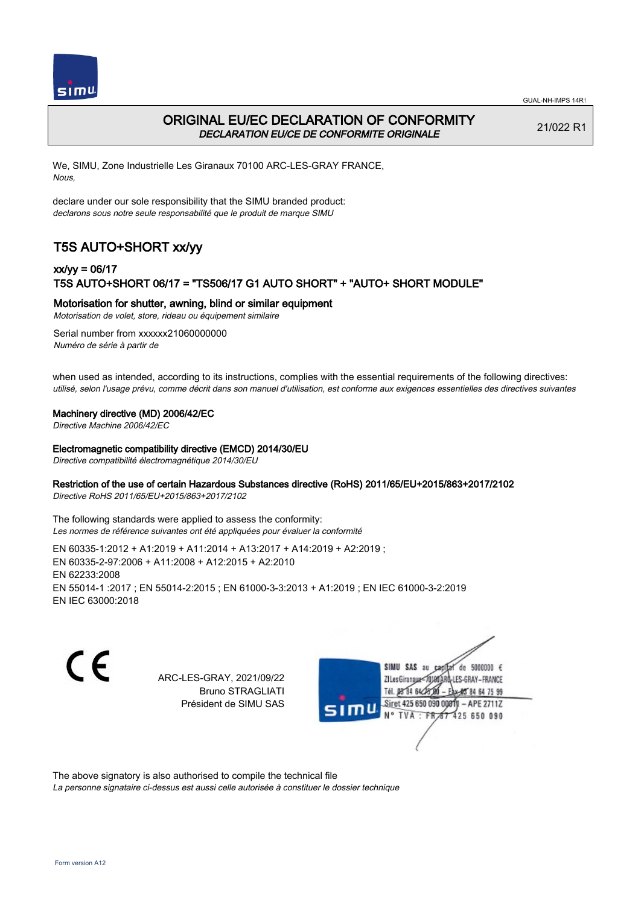# ORIGINAL EU/EC DECLARATION OF CONFORMITY

*DECLARATION EU/CE DE CONFORMITE ORIGINALE*

21/022 R1

We, SIMU, Zone Industrielle Les Giranaux 70100 ARC-LES-GRAY FRANCE,
*Nous,*

declare under our sole responsibility that the SIMU branded product:
*declarons sous notre seule responsabilité que le produit de marque SIMU*

## T5S AUTO+SHORT xx/yy

### xx/yy = 06/17
### T5S AUTO+SHORT 06/17 = "TS506/17 G1 AUTO SHORT" + "AUTO+ SHORT MODULE"

**Motorisation for shutter, awning, blind or similar equipment**
*Motorisation de volet, store, rideau ou équipement similaire*

Serial number from xxxxxx21060000000
*Numéro de série à partir de*

when used as intended, according to its instructions, complies with the essential requirements of the following directives:
*utilisé, selon l'usage prévu, comme décrit dans son manuel d'utilisation, est conforme aux exigences essentielles des directives suivantes*

**Machinery directive (MD) 2006/42/EC**
*Directive Machine 2006/42/EC*

**Electromagnetic compatibility directive (EMCD) 2014/30/EU**
*Directive compatibilité électromagnétique 2014/30/EU*

**Restriction of the use of certain Hazardous Substances directive (RoHS) 2011/65/EU+2015/863+2017/2102**
*Directive RoHS 2011/65/EU+2015/863+2017/2102*

The following standards were applied to assess the conformity:
*Les normes de référence suivantes ont été appliquées pour évaluer la conformité*

EN 60335-1:2012 + A1:2019 + A11:2014 + A13:2017 + A14:2019 + A2:2019 ;
EN 60335-2-97:2006 + A11:2008 + A12:2015 + A2:2010
EN 62233:2008
EN 55014-1 :2017 ; EN 55014-2:2015 ; EN 61000-3-3:2013 + A1:2019 ; EN IEC 61000-3-2:2019
EN IEC 63000:2018

ARC-LES-GRAY, 2021/09/22
Bruno STRAGLIATI
Président de SIMU SAS

SIMU SAS au capital de 5000000 €
ZI Les Giranaux 70100 ARC-LES-GRAY-FRANCE
Tél. 03 84 64 75 00 – Fax 03 84 64 75 99
Siret 425 650 090 00811 – APE 2711Z
N° TVA : FR 87 425 650 090

The above signatory is also authorised to compile the technical file
*La personne signataire ci-dessus est aussi celle autorisée à constituer le dossier technique*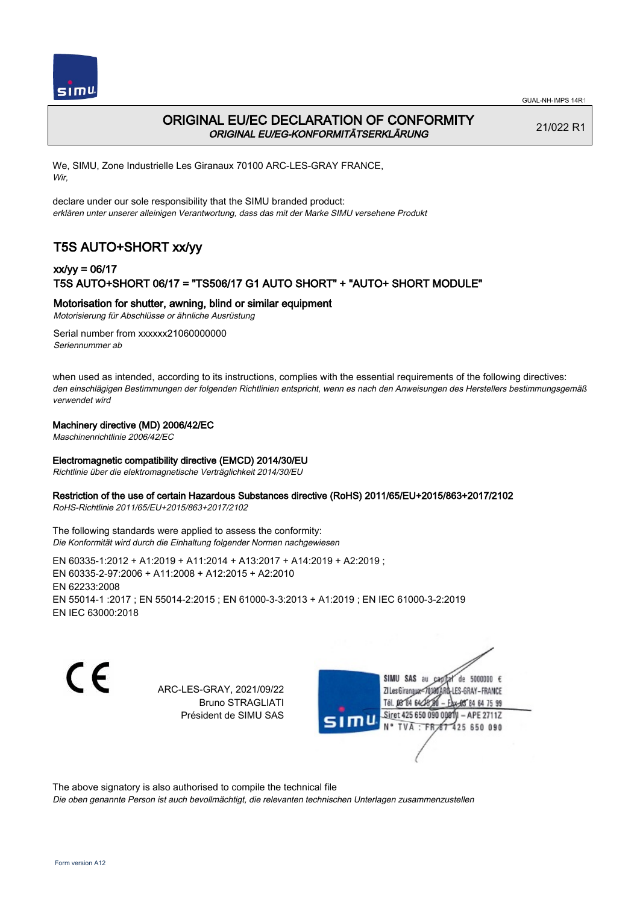# ORIGINAL EU/EC DECLARATION OF CONFORMITY
*ORIGINAL EU/EG-KONFORMITÄTSERKLÄRUNG*

21/022 R1

We, SIMU, Zone Industrielle Les Giranaux 70100 ARC-LES-GRAY FRANCE,
*Wir,*

declare under our sole responsibility that the SIMU branded product:
*erklären unter unserer alleinigen Verantwortung, dass das mit der Marke SIMU versehene Produkt*

## T5S AUTO+SHORT xx/yy

### xx/yy = 06/17
### T5S AUTO+SHORT 06/17 = "TS506/17 G1 AUTO SHORT" + "AUTO+ SHORT MODULE"

**Motorisation for shutter, awning, blind or similar equipment**
*Motorisierung für Abschlüsse or ähnliche Ausrüstung*

Serial number from xxxxxx21060000000
*Seriennummer ab*

when used as intended, according to its instructions, complies with the essential requirements of the following directives:
*den einschlägigen Bestimmungen der folgenden Richtlinien entspricht, wenn es nach den Anweisungen des Herstellers bestimmungsgemäß verwendet wird*

**Machinery directive (MD) 2006/42/EC**
*Maschinenrichtlinie 2006/42/EC*

**Electromagnetic compatibility directive (EMCD) 2014/30/EU**
*Richtlinie über die elektromagnetische Verträglichkeit 2014/30/EU*

**Restriction of the use of certain Hazardous Substances directive (RoHS) 2011/65/EU+2015/863+2017/2102**
*RoHS-Richtlinie 2011/65/EU+2015/863+2017/2102*

The following standards were applied to assess the conformity:
*Die Konformität wird durch die Einhaltung folgender Normen nachgewiesen*

EN 60335-1:2012 + A1:2019 + A11:2014 + A13:2017 + A14:2019 + A2:2019 ;
EN 60335-2-97:2006 + A11:2008 + A12:2015 + A2:2010
EN 62233:2008
EN 55014-1 :2017 ; EN 55014-2:2015 ; EN 61000-3-3:2013 + A1:2019 ; EN IEC 61000-3-2:2019
EN IEC 63000:2018

ARC-LES-GRAY, 2021/09/22
Bruno STRAGLIATI
Président de SIMU SAS

SIMU SAS au capital de 5000000 €
ZI Les Giranaux 70100 ARC-LES-GRAY-FRANCE
Tél. 03 84 64 75 00 – Fax 03 84 64 75 99
Siret 425 650 090 00811 – APE 2711Z
N° TVA : FR 87 425 650 090

The above signatory is also authorised to compile the technical file
*Die oben genannte Person ist auch bevollmächtigt, die relevanten technischen Unterlagen zusammenzustellen*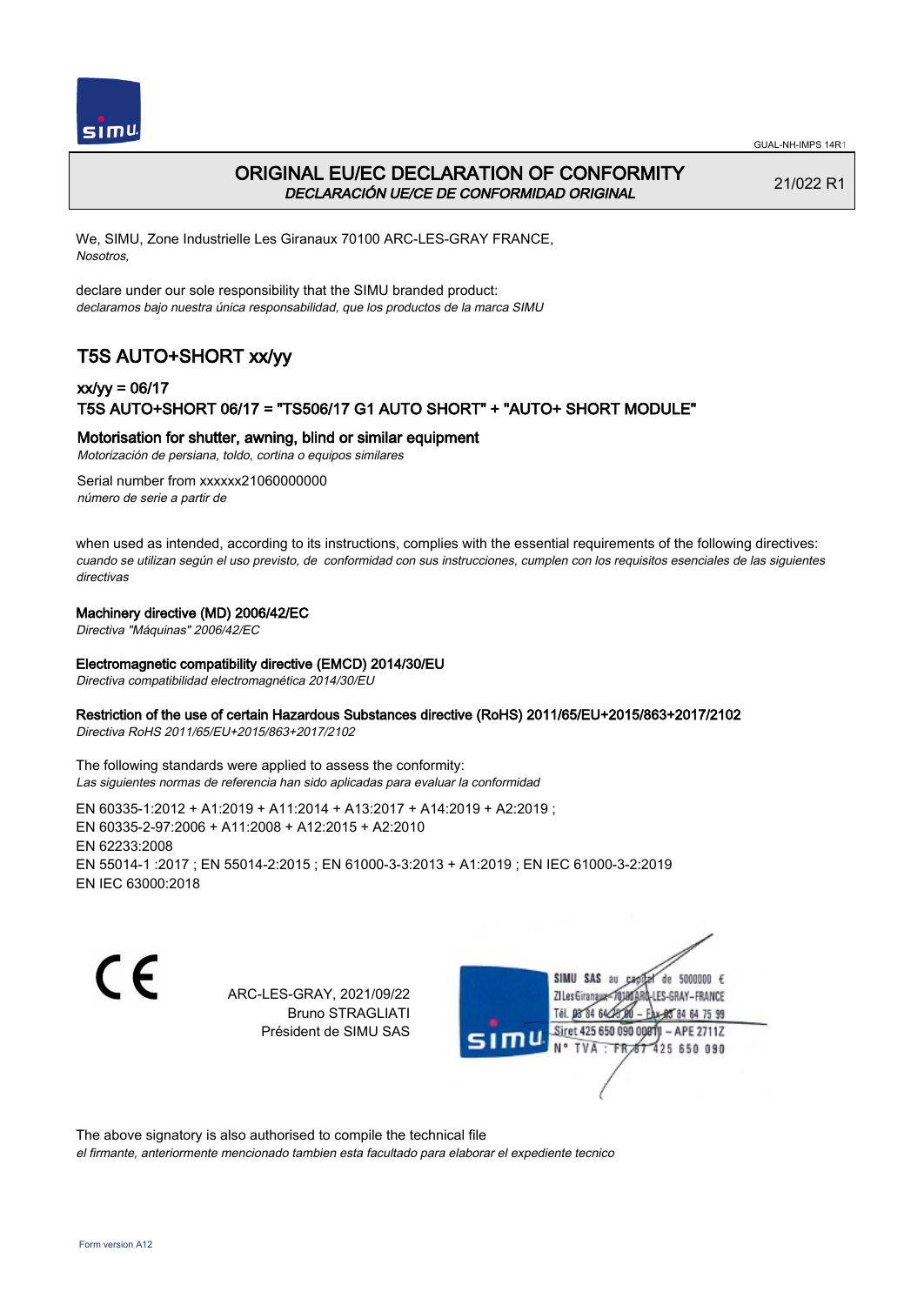# ORIGINAL EU/EC DECLARATION OF CONFORMITY

*DECLARACIÓN UE/CE DE CONFORMIDAD ORIGINAL*

21/022 R1

We, SIMU, Zone Industrielle Les Giranaux 70100 ARC-LES-GRAY FRANCE,
*Nosotros,*

declare under our sole responsibility that the SIMU branded product:
*declaramos bajo nuestra única responsabilidad, que los productos de la marca SIMU*

## T5S AUTO+SHORT xx/yy

### xx/yy = 06/17
### T5S AUTO+SHORT 06/17 = "TS506/17 G1 AUTO SHORT" + "AUTO+ SHORT MODULE"

**Motorisation for shutter, awning, blind or similar equipment**
*Motorización de persiana, toldo, cortina o equipos similares*

Serial number from xxxxxx21060000000
*número de serie a partir de*

when used as intended, according to its instructions, complies with the essential requirements of the following directives:
*cuando se utilizan según el uso previsto, de conformidad con sus instrucciones, cumplen con los requisitos esenciales de las siguientes directivas*

**Machinery directive (MD) 2006/42/EC**
*Directiva "Máquinas" 2006/42/EC*

**Electromagnetic compatibility directive (EMCD) 2014/30/EU**
*Directiva compatibilidad electromagnética 2014/30/EU*

**Restriction of the use of certain Hazardous Substances directive (RoHS) 2011/65/EU+2015/863+2017/2102**
*Directiva RoHS 2011/65/EU+2015/863+2017/2102*

The following standards were applied to assess the conformity:
*Las siguientes normas de referencia han sido aplicadas para evaluar la conformidad*

EN 60335-1:2012 + A1:2019 + A11:2014 + A13:2017 + A14:2019 + A2:2019 ;
EN 60335-2-97:2006 + A11:2008 + A12:2015 + A2:2010
EN 62233:2008
EN 55014-1 :2017 ; EN 55014-2:2015 ; EN 61000-3-3:2013 + A1:2019 ; EN IEC 61000-3-2:2019
EN IEC 63000:2018

CE

ARC-LES-GRAY, 2021/09/22
Bruno STRAGLIATI
Président de SIMU SAS

SIMU SAS au capital de 5000000 €
ZI Les Giranaux 70100 ARC-LES-GRAY-FRANCE
Tél. 03 84 64 75 00 – Fax 03 84 64 75 99
Siret 425 650 090 00011 – APE 2711Z
N° TVA : FR 87 425 650 090

The above signatory is also authorised to compile the technical file
*el firmante, anteriormente mencionado tambien esta facultado para elaborar el expediente tecnico*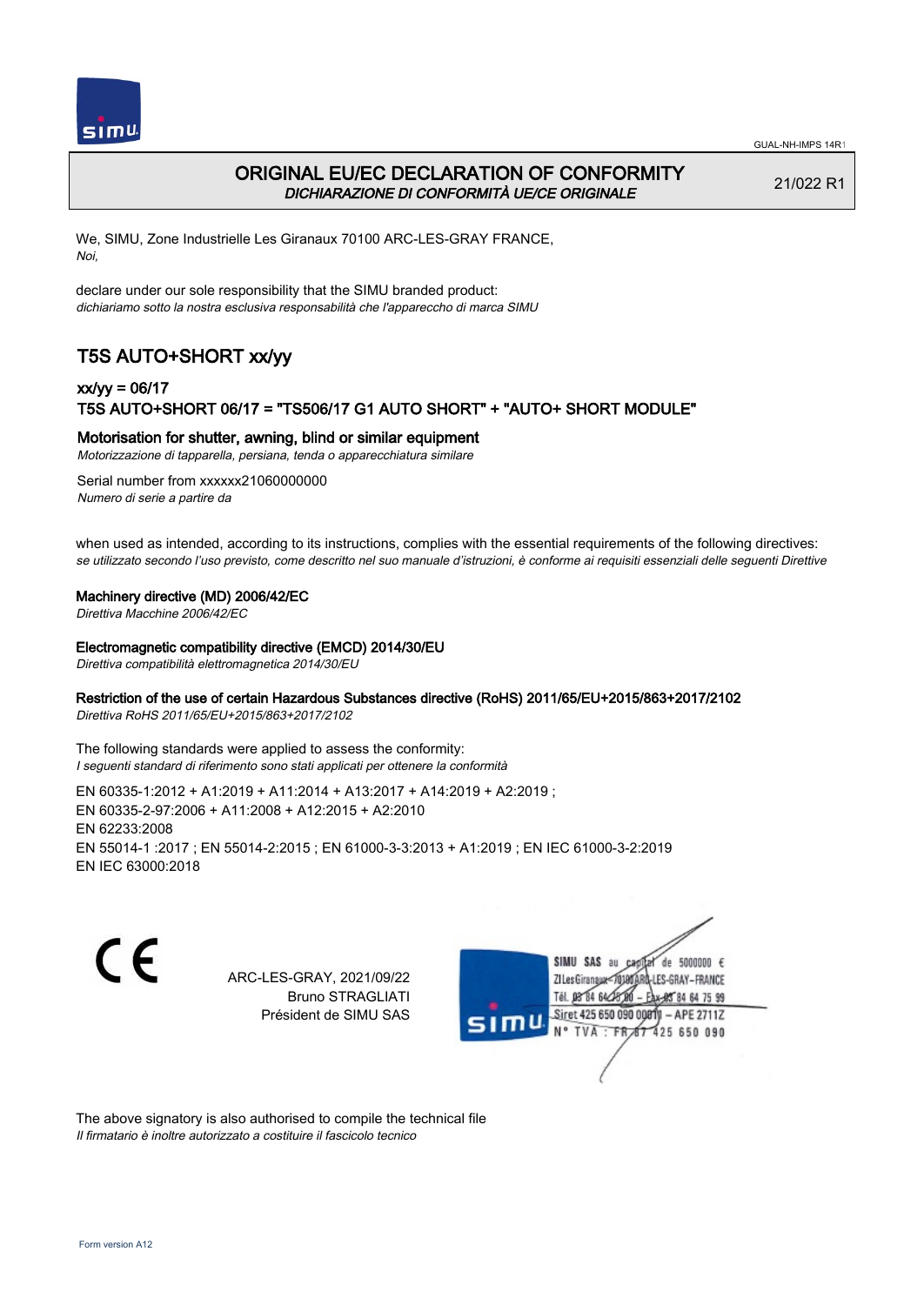# ORIGINAL EU/EC DECLARATION OF CONFORMITY
*DICHIARAZIONE DI CONFORMITÀ UE/CE ORIGINALE*

21/022 R1

We, SIMU, Zone Industrielle Les Giranaux 70100 ARC-LES-GRAY FRANCE,
*Noi,*

declare under our sole responsibility that the SIMU branded product:
*dichiariamo sotto la nostra esclusiva responsabilità che l'apparecchio di marca SIMU*

## T5S AUTO+SHORT xx/yy

### xx/yy = 06/17
### T5S AUTO+SHORT 06/17 = "TS506/17 G1 AUTO SHORT" + "AUTO+ SHORT MODULE"

**Motorisation for shutter, awning, blind or similar equipment**
*Motorizzazione di tapparella, persiana, tenda o apparecchiatura similare*

Serial number from xxxxxx21060000000
*Numero di serie a partire da*

when used as intended, according to its instructions, complies with the essential requirements of the following directives:
*se utilizzato secondo l'uso previsto, come descritto nel suo manuale d'istruzioni, è conforme ai requisiti essenziali delle seguenti Direttive*

**Machinery directive (MD) 2006/42/EC**
*Direttiva Macchine 2006/42/EC*

**Electromagnetic compatibility directive (EMCD) 2014/30/EU**
*Direttiva compatibilità elettromagnetica 2014/30/EU*

**Restriction of the use of certain Hazardous Substances directive (RoHS) 2011/65/EU+2015/863+2017/2102**
*Direttiva RoHS 2011/65/EU+2015/863+2017/2102*

The following standards were applied to assess the conformity:
*I seguenti standard di riferimento sono stati applicati per ottenere la conformità*

EN 60335-1:2012 + A1:2019 + A11:2014 + A13:2017 + A14:2019 + A2:2019 ;
EN 60335-2-97:2006 + A11:2008 + A12:2015 + A2:2010
EN 62233:2008
EN 55014-1 :2017 ; EN 55014-2:2015 ; EN 61000-3-3:2013 + A1:2019 ; EN IEC 61000-3-2:2019
EN IEC 63000:2018

ARC-LES-GRAY, 2021/09/22
Bruno STRAGLIATI
Président de SIMU SAS

SIMU SAS au capital de 5000000 €
ZI Les Giranaux - 70100 ARC-LES-GRAY - FRANCE
Tél. 03 84 64 75 00 - Fax 03 84 64 75 99
Siret 425 650 090 00011 - APE 2711Z
N° TVA : FR 87 425 650 090

The above signatory is also authorised to compile the technical file
*Il firmatario è inoltre autorizzato a costituire il fascicolo tecnico*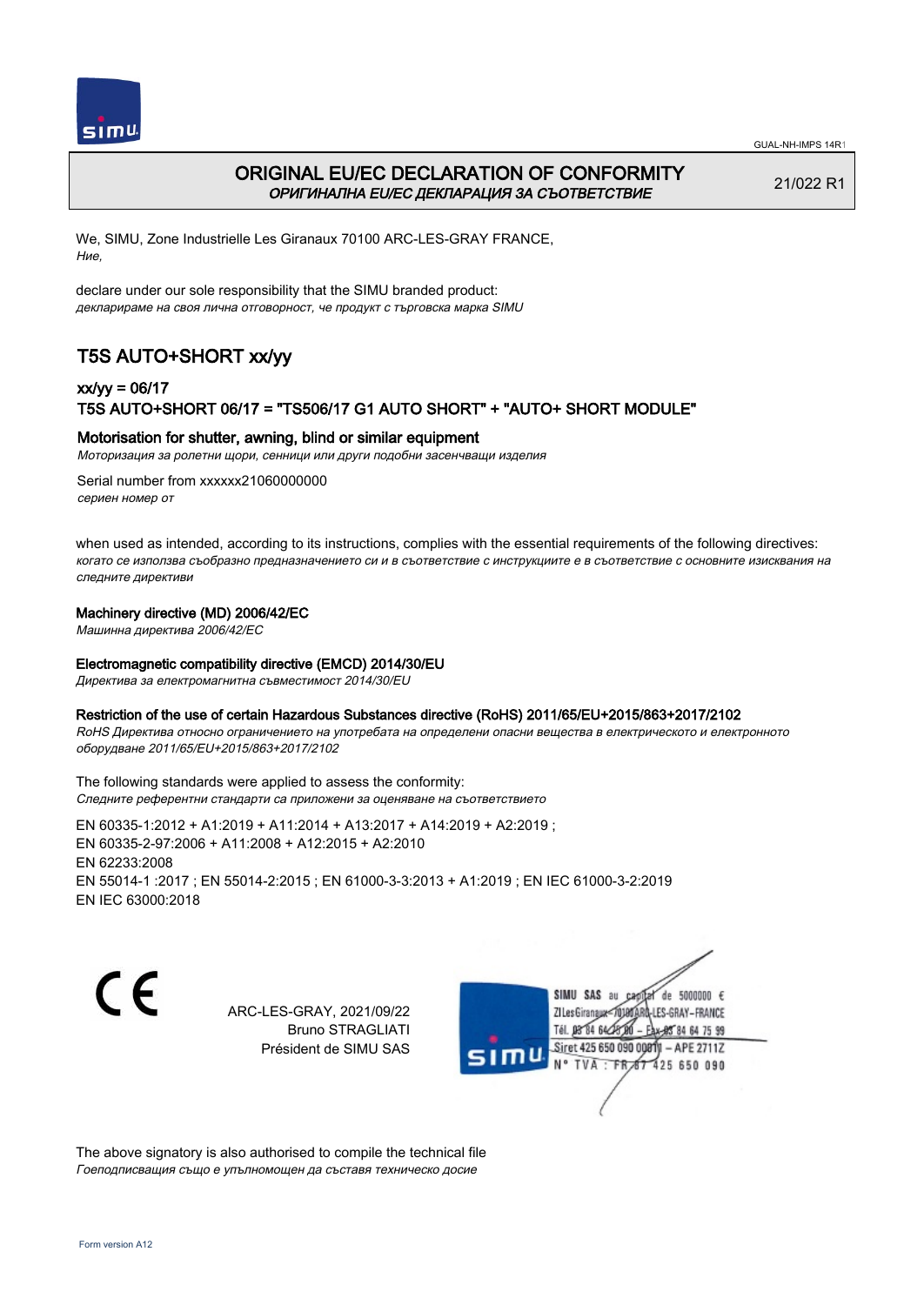# ORIGINAL EU/EC DECLARATION OF CONFORMITY
*ОРИГИНАЛНА EU/EC ДЕКЛАРАЦИЯ ЗА СЪОТВЕТСТВИЕ*

21/022 R1

We, SIMU, Zone Industrielle Les Giranaux 70100 ARC-LES-GRAY FRANCE,
*Ние,*

declare under our sole responsibility that the SIMU branded product:
*декларираме на своя лична отговорност, че продукт с търговска марка SIMU*

## T5S AUTO+SHORT xx/yy

### xx/yy = 06/17
### T5S AUTO+SHORT 06/17 = "TS506/17 G1 AUTO SHORT" + "AUTO+ SHORT MODULE"

**Motorisation for shutter, awning, blind or similar equipment**
*Моторизация за ролетни щори, сенници или други подобни засенчващи изделия*

Serial number from xxxxxx21060000000
*сериен номер от*

when used as intended, according to its instructions, complies with the essential requirements of the following directives:
*когато се използва съобразно предназначението си и в съответствие с инструкциите е в съответствие с основните изисквания на следните директиви*

**Machinery directive (MD) 2006/42/EC**
*Машинна директива 2006/42/EC*

**Electromagnetic compatibility directive (EMCD) 2014/30/EU**
*Директива за електромагнитна съвместимост 2014/30/EU*

**Restriction of the use of certain Hazardous Substances directive (RoHS) 2011/65/EU+2015/863+2017/2102**
*RoHS Директива относно ограничението на употребата на определени опасни вещества в електрическото и електронното оборудване 2011/65/EU+2015/863+2017/2102*

The following standards were applied to assess the conformity:
*Следните референтни стандарти са приложени за оценяване на съответствието*

EN 60335-1:2012 + A1:2019 + A11:2014 + A13:2017 + A14:2019 + A2:2019 ;
EN 60335-2-97:2006 + A11:2008 + A12:2015 + A2:2010
EN 62233:2008
EN 55014-1 :2017 ; EN 55014-2:2015 ; EN 61000-3-3:2013 + A1:2019 ; EN IEC 61000-3-2:2019
EN IEC 63000:2018

CE

ARC-LES-GRAY, 2021/09/22
Bruno STRAGLIATI
Président de SIMU SAS

SIMU SAS au capital de 5000000 €
ZI Les Giranaux 70100 ARC-LES-GRAY-FRANCE
Tél. 03 84 64 75 00 – Fax 03 84 64 75 99
Siret 425 650 090 00011 – APE 2711Z
N° TVA : FR 87 425 650 090

The above signatory is also authorised to compile the technical file
*Гоеподписващия също е упълномощен да съставя техническо досие*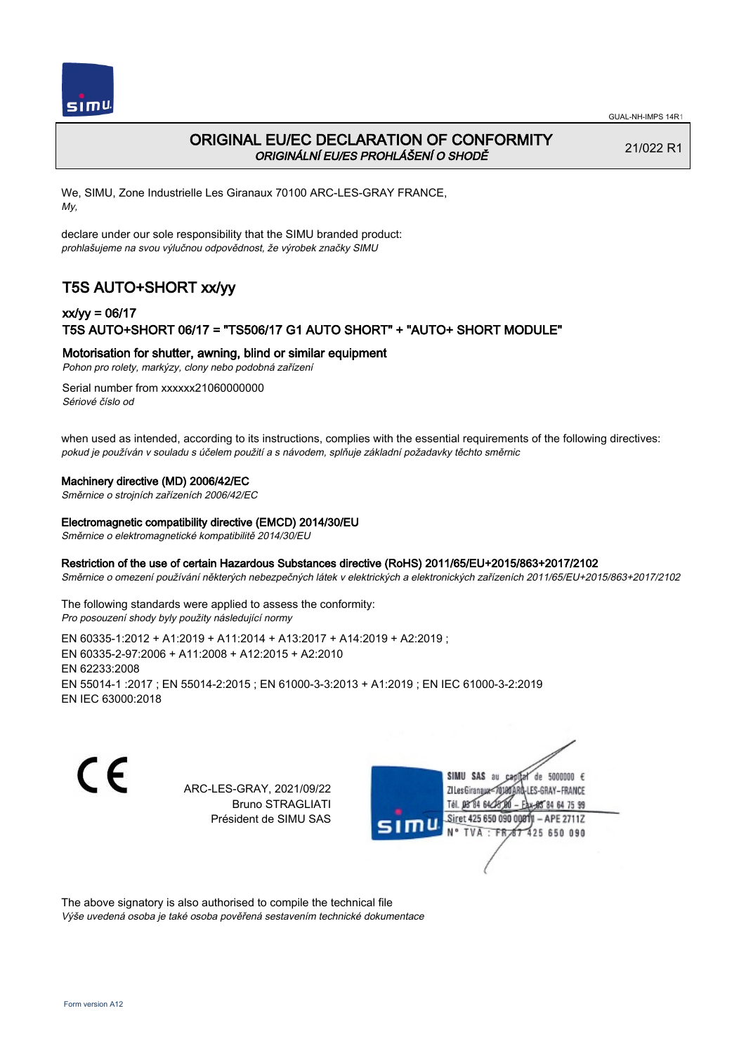# ORIGINAL EU/EC DECLARATION OF CONFORMITY

*ORIGINÁLNÍ EU/ES PROHLÁŠENÍ O SHODĚ*

21/022 R1

We, SIMU, Zone Industrielle Les Giranaux 70100 ARC-LES-GRAY FRANCE,
*My,*

declare under our sole responsibility that the SIMU branded product:
*prohlašujeme na svou výlučnou odpovědnost, že výrobek značky SIMU*

## T5S AUTO+SHORT xx/yy

### xx/yy = 06/17
### T5S AUTO+SHORT 06/17 = "TS506/17 G1 AUTO SHORT" + "AUTO+ SHORT MODULE"

**Motorisation for shutter, awning, blind or similar equipment**
*Pohon pro rolety, markýzy, clony nebo podobná zařízení*

Serial number from xxxxxx21060000000
*Sériové číslo od*

when used as intended, according to its instructions, complies with the essential requirements of the following directives:
*pokud je používán v souladu s účelem použití a s návodem, splňuje základní požadavky těchto směrnic*

**Machinery directive (MD) 2006/42/EC**
*Směrnice o strojních zařízeních 2006/42/EC*

**Electromagnetic compatibility directive (EMCD) 2014/30/EU**
*Směrnice o elektromagnetické kompatibilitě 2014/30/EU*

**Restriction of the use of certain Hazardous Substances directive (RoHS) 2011/65/EU+2015/863+2017/2102**
*Směrnice o omezení používání některých nebezpečných látek v elektrických a elektronických zařízeních 2011/65/EU+2015/863+2017/2102*

The following standards were applied to assess the conformity:
*Pro posouzení shody byly použity následující normy*

EN 60335-1:2012 + A1:2019 + A11:2014 + A13:2017 + A14:2019 + A2:2019 ;
EN 60335-2-97:2006 + A11:2008 + A12:2015 + A2:2010
EN 62233:2008
EN 55014-1 :2017 ; EN 55014-2:2015 ; EN 61000-3-3:2013 + A1:2019 ; EN IEC 61000-3-2:2019
EN IEC 63000:2018

ARC-LES-GRAY, 2021/09/22
Bruno STRAGLIATI
Président de SIMU SAS

SIMU SAS au capital de 5000000 €
ZI Les Giranaux 70100 ARC-LES-GRAY-FRANCE
Tél. 03 84 64 75 00 – Fax 03 84 64 75 99
Siret 425 650 090 00011 – APE 2711Z
N° TVA : FR 67 425 650 090

The above signatory is also authorised to compile the technical file
*Výše uvedená osoba je také osoba pověřená sestavením technické dokumentace*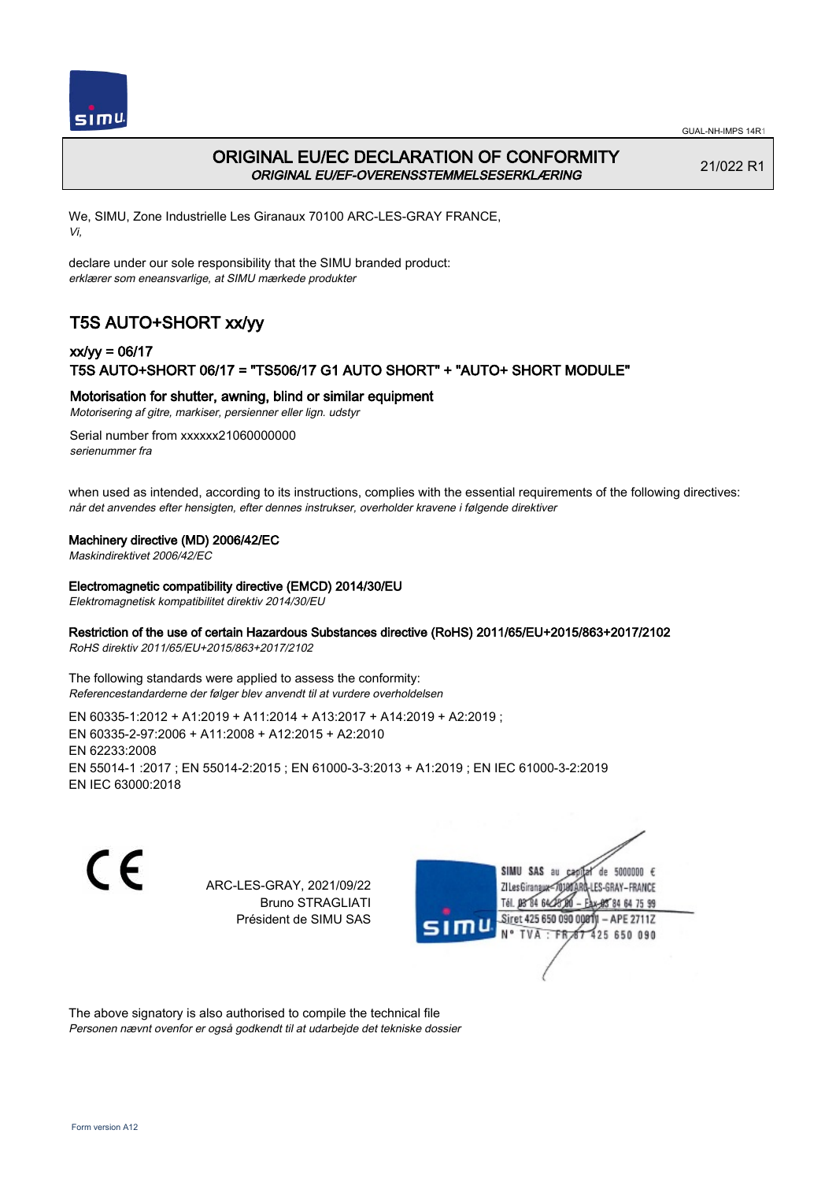# ORIGINAL EU/EC DECLARATION OF CONFORMITY

*ORIGINAL EU/EF-OVERENSSTEMMELSESERKLÆRING*

21/022 R1

We, SIMU, Zone Industrielle Les Giranaux 70100 ARC-LES-GRAY FRANCE,
*Vi,*

declare under our sole responsibility that the SIMU branded product:
*erklærer som eneansvarlige, at SIMU mærkede produkter*

## T5S AUTO+SHORT xx/yy

### xx/yy = 06/17
### T5S AUTO+SHORT 06/17 = "TS506/17 G1 AUTO SHORT" + "AUTO+ SHORT MODULE"

**Motorisation for shutter, awning, blind or similar equipment**
*Motorisering af gitre, markiser, persienner eller lign. udstyr*

Serial number from xxxxxx21060000000
*serienummer fra*

when used as intended, according to its instructions, complies with the essential requirements of the following directives:
*når det anvendes efter hensigten, efter dennes instrukser, overholder kravene i følgende direktiver*

**Machinery directive (MD) 2006/42/EC**
*Maskindirektivet 2006/42/EC*

**Electromagnetic compatibility directive (EMCD) 2014/30/EU**
*Elektromagnetisk kompatibilitet direktiv 2014/30/EU*

**Restriction of the use of certain Hazardous Substances directive (RoHS) 2011/65/EU+2015/863+2017/2102**
*RoHS direktiv 2011/65/EU+2015/863+2017/2102*

The following standards were applied to assess the conformity:
*Referencestandarderne der følger blev anvendt til at vurdere overholdelsen*

EN 60335-1:2012 + A1:2019 + A11:2014 + A13:2017 + A14:2019 + A2:2019 ;
EN 60335-2-97:2006 + A11:2008 + A12:2015 + A2:2010
EN 62233:2008
EN 55014-1 :2017 ; EN 55014-2:2015 ; EN 61000-3-3:2013 + A1:2019 ; EN IEC 61000-3-2:2019
EN IEC 63000:2018

CE

ARC-LES-GRAY, 2021/09/22
Bruno STRAGLIATI
Président de SIMU SAS

SIMU SAS au capital de 5000000 €
ZI Les Giranaux - 70100 ARC-LES-GRAY - FRANCE
Tél. 03 84 64 78 00 - Fax 03 84 64 75 99
Siret 425 650 090 00811 - APE 2711Z
N° TVA : FR 87 425 650 090

The above signatory is also authorised to compile the technical file
*Personen nævnt ovenfor er også godkendt til at udarbejde det tekniske dossier*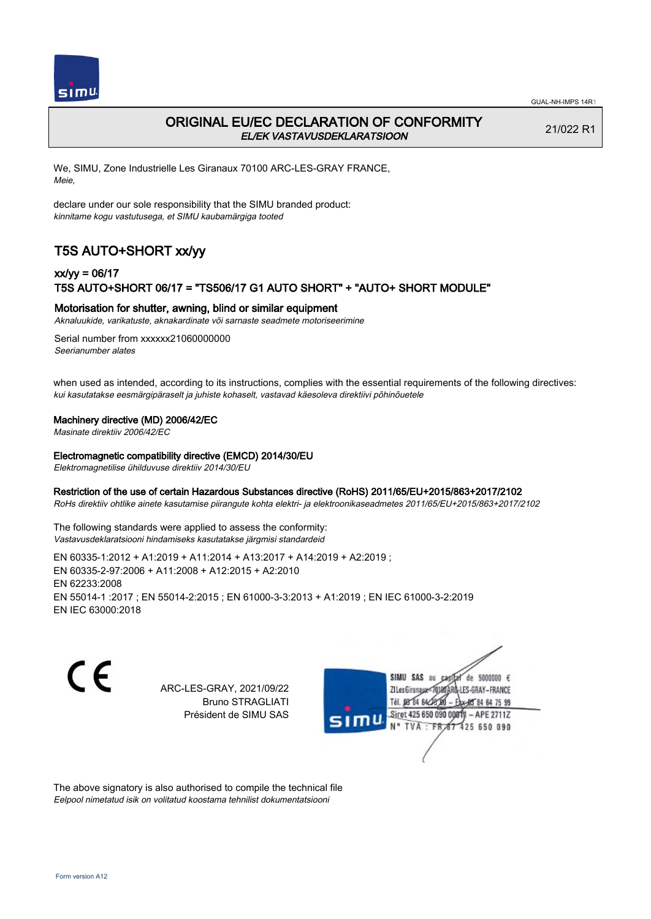GUAL-NH-IMPS 14R1

# ORIGINAL EU/EC DECLARATION OF CONFORMITY

*EL/EK VASTAVUSDEKLARATSIOON*

21/022 R1

We, SIMU, Zone Industrielle Les Giranaux 70100 ARC-LES-GRAY FRANCE,
*Meie,*

declare under our sole responsibility that the SIMU branded product:
*kinnitame kogu vastutusega, et SIMU kaubamärgiga tooted*

## T5S AUTO+SHORT xx/yy

### xx/yy = 06/17
### T5S AUTO+SHORT 06/17 = "TS506/17 G1 AUTO SHORT" + "AUTO+ SHORT MODULE"

**Motorisation for shutter, awning, blind or similar equipment**
*Aknaluukide, varikatuste, aknakardinate või sarnaste seadmete motoriseerimine*

Serial number from xxxxxx21060000000
*Seerianumber alates*

when used as intended, according to its instructions, complies with the essential requirements of the following directives:
*kui kasutatakse eesmärgipäraselt ja juhiste kohaselt, vastavad käesoleva direktiivi põhinõuetele*

**Machinery directive (MD) 2006/42/EC**
*Masinate direktiiv 2006/42/EC*

**Electromagnetic compatibility directive (EMCD) 2014/30/EU**
*Elektromagnetilise ühilduvuse direktiiv 2014/30/EU*

**Restriction of the use of certain Hazardous Substances directive (RoHS) 2011/65/EU+2015/863+2017/2102**
*RoHs direktiiv ohtlike ainete kasutamise piirangute kohta elektri- ja elektroonikaseadmetes 2011/65/EU+2015/863+2017/2102*

The following standards were applied to assess the conformity:
*Vastavusdeklaratsiooni hindamiseks kasutatakse järgmisi standardeid*

EN 60335-1:2012 + A1:2019 + A11:2014 + A13:2017 + A14:2019 + A2:2019 ;
EN 60335-2-97:2006 + A11:2008 + A12:2015 + A2:2010
EN 62233:2008
EN 55014-1 :2017 ; EN 55014-2:2015 ; EN 61000-3-3:2013 + A1:2019 ; EN IEC 61000-3-2:2019
EN IEC 63000:2018

ARC-LES-GRAY, 2021/09/22
Bruno STRAGLIATI
Président de SIMU SAS

SIMU SAS au capital de 5000000 €
ZI Les Giranaux 70100 ARC-LES-GRAY-FRANCE
Tél. 03 84 64 75 00 – Fax 03 84 64 75 99
Siret 425 650 090 00811 – APE 2711Z
N° TVA : FR 67 425 650 090

The above signatory is also authorised to compile the technical file
*Eelpool nimetatud isik on volitatud koostama tehnilist dokumentatsiooni*

Form version A12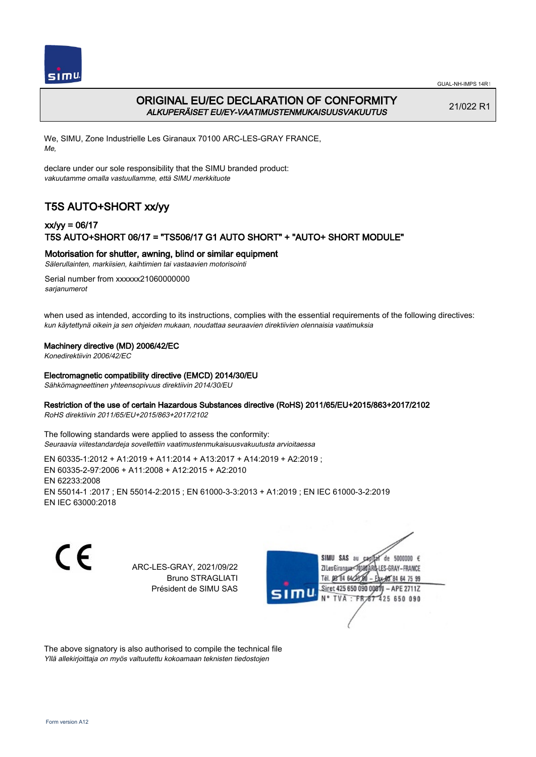# ORIGINAL EU/EC DECLARATION OF CONFORMITY
*ALKUPERÄISET EU/EY-VAATIMUSTENMUKAISUUSVAKUUTUS*

21/022 R1

We, SIMU, Zone Industrielle Les Giranaux 70100 ARC-LES-GRAY FRANCE,
*Me,*

declare under our sole responsibility that the SIMU branded product:
*vakuutamme omalla vastuullamme, että SIMU merkkituote*

## T5S AUTO+SHORT xx/yy

### xx/yy = 06/17
### T5S AUTO+SHORT 06/17 = "TS506/17 G1 AUTO SHORT" + "AUTO+ SHORT MODULE"

**Motorisation for shutter, awning, blind or similar equipment**
*Sälerullainten, markiisien, kaihtimien tai vastaavien motorisointi*

Serial number from xxxxxx21060000000
*sarjanumerot*

when used as intended, according to its instructions, complies with the essential requirements of the following directives:
*kun käytettynä oikein ja sen ohjeiden mukaan, noudattaa seuraavien direktiivien olennaisia vaatimuksia*

**Machinery directive (MD) 2006/42/EC**
*Konedirektiivin 2006/42/EC*

**Electromagnetic compatibility directive (EMCD) 2014/30/EU**
*Sähkömagneettinen yhteensopivuus direktiivin 2014/30/EU*

**Restriction of the use of certain Hazardous Substances directive (RoHS) 2011/65/EU+2015/863+2017/2102**
*RoHS direktiivin 2011/65/EU+2015/863+2017/2102*

The following standards were applied to assess the conformity:
*Seuraavia viitestandardeja sovellettiin vaatimustenmukaisuusvakuutusta arvioitaessa*

EN 60335-1:2012 + A1:2019 + A11:2014 + A13:2017 + A14:2019 + A2:2019 ;
EN 60335-2-97:2006 + A11:2008 + A12:2015 + A2:2010
EN 62233:2008
EN 55014-1 :2017 ; EN 55014-2:2015 ; EN 61000-3-3:2013 + A1:2019 ; EN IEC 61000-3-2:2019
EN IEC 63000:2018

ARC-LES-GRAY, 2021/09/22
Bruno STRAGLIATI
Président de SIMU SAS

SIMU SAS au capital de 5000000 €
ZI Les Giranaux 70100 ARC-LES-GRAY-FRANCE
Tél. 03 84 64 78 00 – Fax 03 84 64 75 99
Siret 425 650 090 00011 – APE 2711Z
N° TVA : FR 67 425 650 090

The above signatory is also authorised to compile the technical file
*Yllä allekirjoittaja on myös valtuutettu kokoamaan teknisten tiedostojen*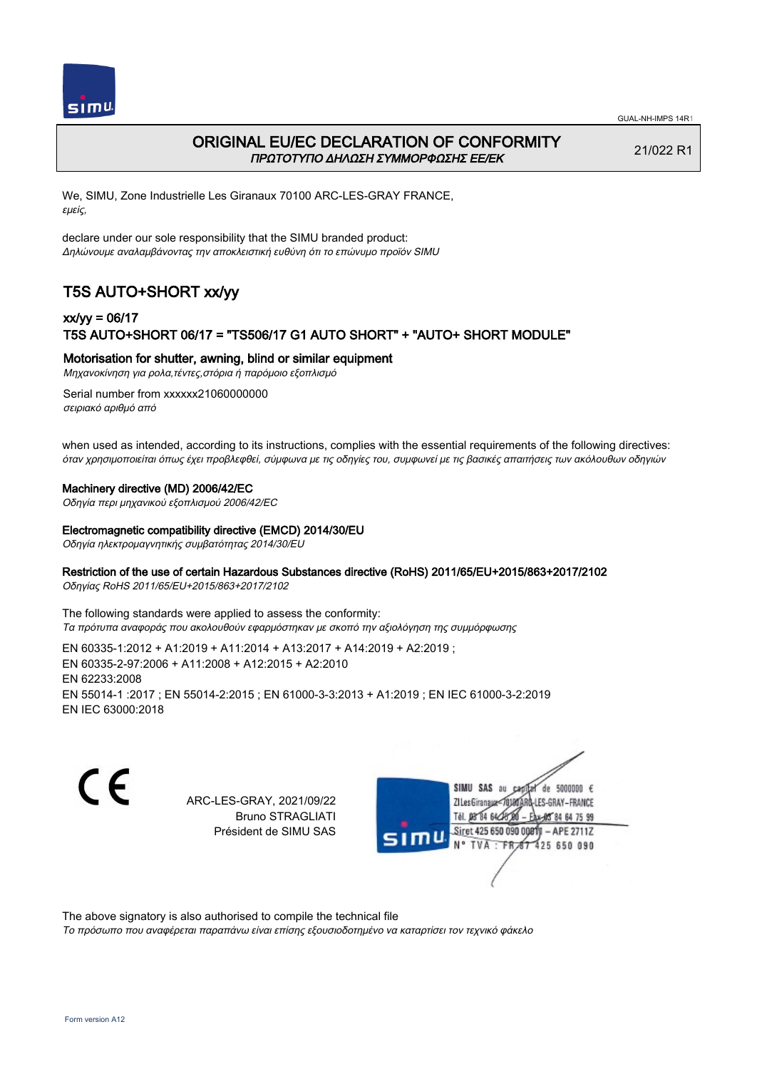# ORIGINAL EU/EC DECLARATION OF CONFORMITY

*ΠΡΩΤΟΤΥΠΟ ΔΗΛΩΣΗ ΣΥΜΜΟΡΦΩΣΗΣ ΕΕ/ΕΚ*

21/022 R1

We, SIMU, Zone Industrielle Les Giranaux 70100 ARC-LES-GRAY FRANCE,
*εμείς,*

declare under our sole responsibility that the SIMU branded product:
*Δηλώνουμε αναλαμβάνοντας την αποκλειστική ευθύνη ότι το επώνυμο προϊόν SIMU*

## T5S AUTO+SHORT xx/yy

### xx/yy = 06/17

### T5S AUTO+SHORT 06/17 = "TS506/17 G1 AUTO SHORT" + "AUTO+ SHORT MODULE"

### Motorisation for shutter, awning, blind or similar equipment

*Μηχανοκίνηση για ρολα,τέντες,στόρια ή παρόμοιο εξοπλισμό*

Serial number from xxxxxx21060000000
*σειριακό αριθμό από*

when used as intended, according to its instructions, complies with the essential requirements of the following directives:
*όταν χρησιμοποιείται όπως έχει προβλεφθεί, σύμφωνα με τις οδηγίες του, συμφωνεί με τις βασικές απαιτήσεις των ακόλουθων οδηγιών*

**Machinery directive (MD) 2006/42/EC**
*Οδηγία περι μηχανικού εξοπλισμού 2006/42/EC*

**Electromagnetic compatibility directive (EMCD) 2014/30/EU**
*Οδηγία ηλεκτρομαγνητικής συμβατότητας 2014/30/EU*

**Restriction of the use of certain Hazardous Substances directive (RoHS) 2011/65/EU+2015/863+2017/2102**
*Οδηγίας RoHS 2011/65/EU+2015/863+2017/2102*

The following standards were applied to assess the conformity:
*Τα πρότυπα αναφοράς που ακολουθούν εφαρμόστηκαν με σκοπό την αξιολόγηση της συμμόρφωσης*

EN 60335-1:2012 + A1:2019 + A11:2014 + A13:2017 + A14:2019 + A2:2019 ;
EN 60335-2-97:2006 + A11:2008 + A12:2015 + A2:2010
EN 62233:2008
EN 55014-1 :2017 ; EN 55014-2:2015 ; EN 61000-3-3:2013 + A1:2019 ; EN IEC 61000-3-2:2019
EN IEC 63000:2018

CE

ARC-LES-GRAY, 2021/09/22
Bruno STRAGLIATI
Président de SIMU SAS

SIMU SAS au capital de 5000000 €
ZI Les Giranaux 70100 ARC-LES-GRAY-FRANCE
Tél. 03 84 64 78 00 – Fax 03 84 64 75 99
Siret 425 650 090 00811 – APE 2711Z
N° TVA : FR 67 425 650 090

The above signatory is also authorised to compile the technical file
*Το πρόσωπο που αναφέρεται παραπάνω είναι επίσης εξουσιοδοτημένο να καρταρτίσει τον τεχνικό φάκελο*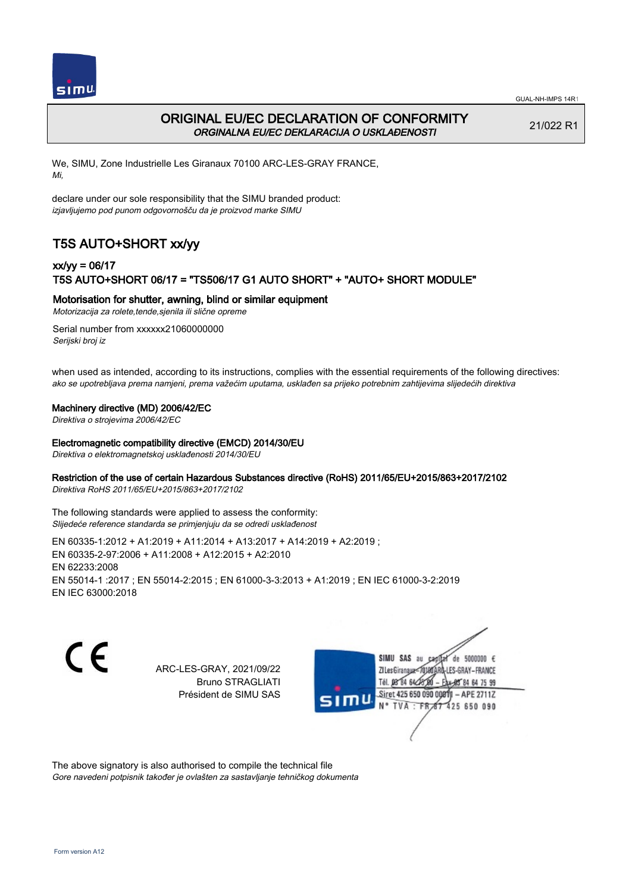# ORIGINAL EU/EC DECLARATION OF CONFORMITY
*ORGINALNA EU/EC DEKLARACIJA O USKLAĐENOSTI*

21/022 R1

We, SIMU, Zone Industrielle Les Giranaux 70100 ARC-LES-GRAY FRANCE,
*Mi,*

declare under our sole responsibility that the SIMU branded product:
*izjavljujemo pod punom odgovornošču da je proizvod marke SIMU*

## T5S AUTO+SHORT xx/yy

### xx/yy = 06/17
### T5S AUTO+SHORT 06/17 = "TS506/17 G1 AUTO SHORT" + "AUTO+ SHORT MODULE"

**Motorisation for shutter, awning, blind or similar equipment**
*Motorizacija za rolete,tende,sjenila ili slične opreme*

Serial number from xxxxxx21060000000
*Serijski broj iz*

when used as intended, according to its instructions, complies with the essential requirements of the following directives:
*ako se upotrebljava prema namjeni, prema važećim uputama, usklađen sa prijeko potrebnim zahtijevima slijedećih direktiva*

**Machinery directive (MD) 2006/42/EC**
*Direktiva o strojevima 2006/42/EC*

**Electromagnetic compatibility directive (EMCD) 2014/30/EU**
*Direktiva o elektromagnetskoj usklađenosti 2014/30/EU*

**Restriction of the use of certain Hazardous Substances directive (RoHS) 2011/65/EU+2015/863+2017/2102**
*Direktiva RoHS 2011/65/EU+2015/863+2017/2102*

The following standards were applied to assess the conformity:
*Slijedeće reference standarda se primjenjuju da se odredi usklađenost*

EN 60335-1:2012 + A1:2019 + A11:2014 + A13:2017 + A14:2019 + A2:2019 ;
EN 60335-2-97:2006 + A11:2008 + A12:2015 + A2:2010
EN 62233:2008
EN 55014-1 :2017 ; EN 55014-2:2015 ; EN 61000-3-3:2013 + A1:2019 ; EN IEC 61000-3-2:2019
EN IEC 63000:2018

ARC-LES-GRAY, 2021/09/22
Bruno STRAGLIATI
Président de SIMU SAS

SIMU SAS au capital de 5000000 €
ZI Les Giranaux 70100 ARC-LES-GRAY-FRANCE
Tél. 03 84 64 75 00 – Fax 03 84 64 75 99
Siret 425 650 090 00011 – APE 2711Z
N° TVA : FR 87 425 650 090

The above signatory is also authorised to compile the technical file
*Gore navedeni potpisnik također je ovlašten za sastavljanje tehničkog dokumenta*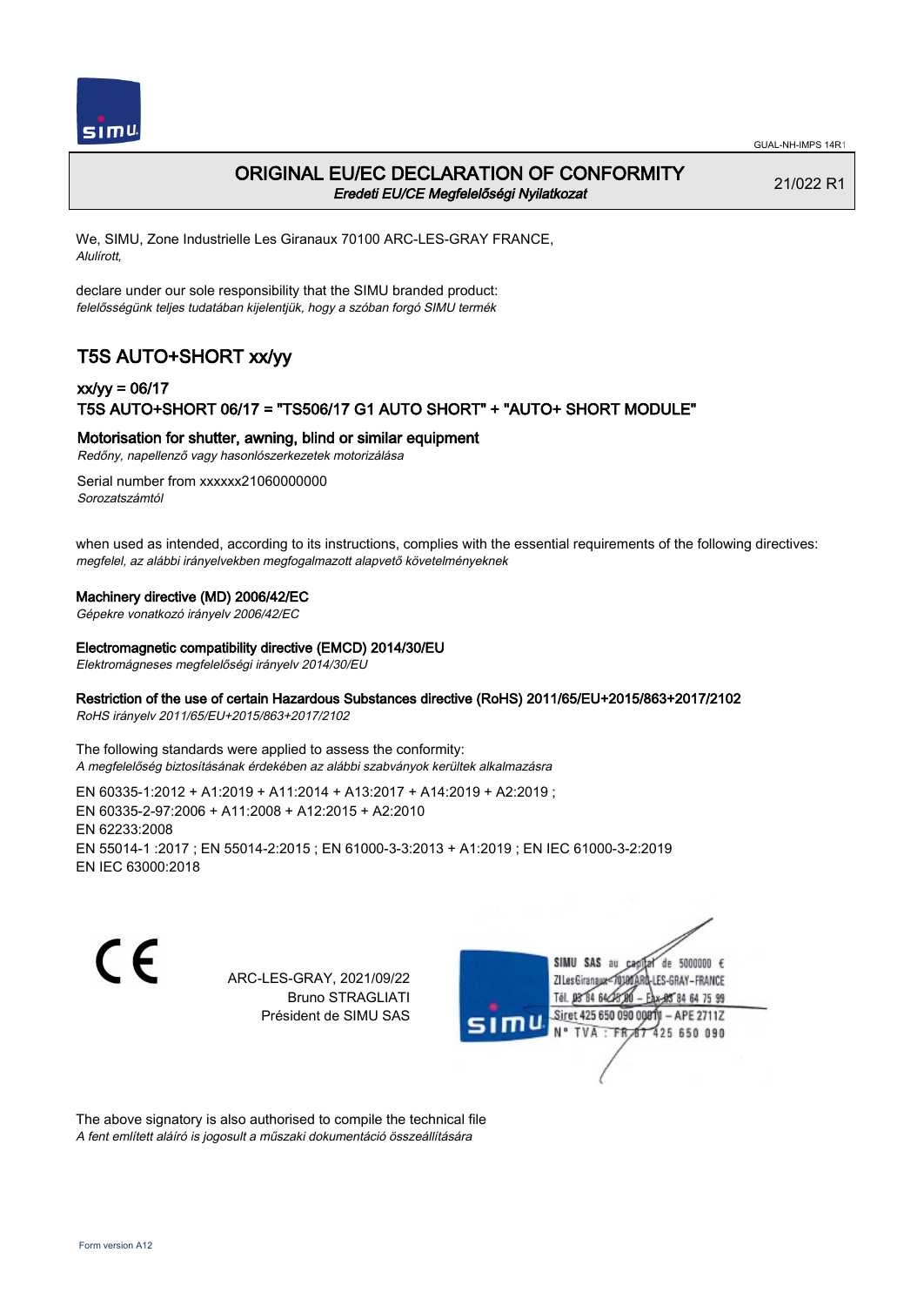GUAL-NH-IMPS 14R1

# ORIGINAL EU/EC DECLARATION OF CONFORMITY
*Eredeti EU/CE Megfelelőségi Nyilatkozat*

21/022 R1

We, SIMU, Zone Industrielle Les Giranaux 70100 ARC-LES-GRAY FRANCE,
*Alulírott,*

declare under our sole responsibility that the SIMU branded product:
*felelősségünk teljes tudatában kijelentjük, hogy a szóban forgó SIMU termék*

## T5S AUTO+SHORT xx/yy

### xx/yy = 06/17
### T5S AUTO+SHORT 06/17 = "TS506/17 G1 AUTO SHORT" + "AUTO+ SHORT MODULE"

**Motorisation for shutter, awning, blind or similar equipment**
*Redőny, napellenző vagy hasonlószerkezetek motorizálása*

Serial number from xxxxxx21060000000
*Sorozatszámtól*

when used as intended, according to its instructions, complies with the essential requirements of the following directives:
*megfelel, az alábbi irányelvekben megfogalmazott alapvető követelményeknek*

**Machinery directive (MD) 2006/42/EC**
*Gépekre vonatkozó irányelv 2006/42/EC*

**Electromagnetic compatibility directive (EMCD) 2014/30/EU**
*Elektromágneses megfelelőségi irányelv 2014/30/EU*

**Restriction of the use of certain Hazardous Substances directive (RoHS) 2011/65/EU+2015/863+2017/2102**
*RoHS irányelv 2011/65/EU+2015/863+2017/2102*

The following standards were applied to assess the conformity:
*A megfelelőség biztosításának érdekében az alábbi szabványok kerültek alkalmazásra*

EN 60335-1:2012 + A1:2019 + A11:2014 + A13:2017 + A14:2019 + A2:2019 ;
EN 60335-2-97:2006 + A11:2008 + A12:2015 + A2:2010
EN 62233:2008
EN 55014-1 :2017 ; EN 55014-2:2015 ; EN 61000-3-3:2013 + A1:2019 ; EN IEC 61000-3-2:2019
EN IEC 63000:2018

CE

ARC-LES-GRAY, 2021/09/22
Bruno STRAGLIATI
Président de SIMU SAS

SIMU SAS au capital de 5000000 €
ZI Les Giranaux 70100 ARC-LES-GRAY-FRANCE
Tél. 03 84 64 28 00 – Fax 03 84 64 75 99
Siret 425 650 090 00011 – APE 2711Z
N° TVA : FR 87 425 650 090

The above signatory is also authorised to compile the technical file
*A fent említett aláíró is jogosult a műszaki dokumentáció összeállítására*

Form version A12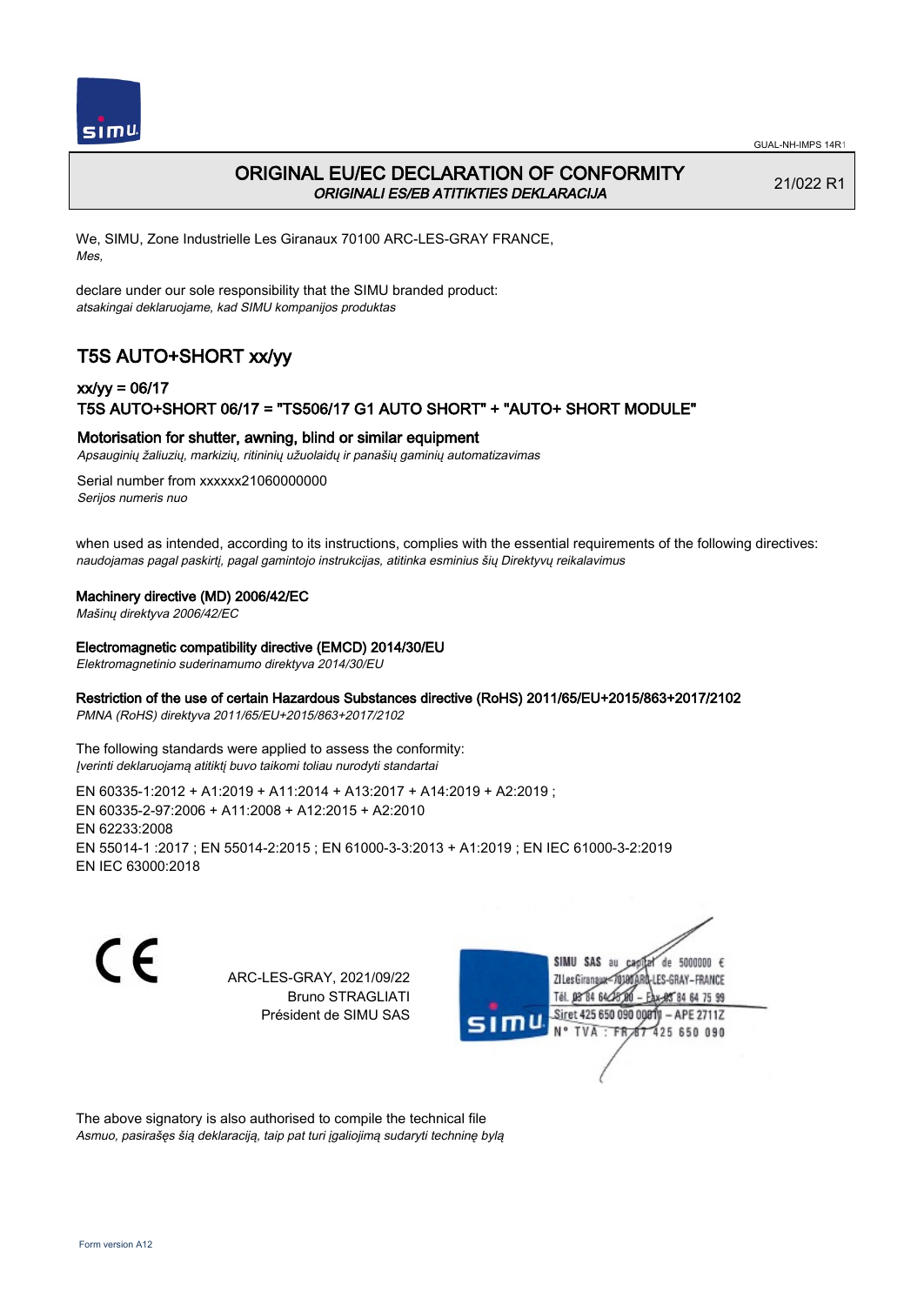GUAL-NH-IMPS 14R1

# ORIGINAL EU/EC DECLARATION OF CONFORMITY

*ORIGINALI ES/EB ATITIKTIES DEKLARACIJA*

21/022 R1

We, SIMU, Zone Industrielle Les Giranaux 70100 ARC-LES-GRAY FRANCE,
*Mes,*

declare under our sole responsibility that the SIMU branded product:
*atsakingai deklaruojame, kad SIMU kompanijos produktas*

## T5S AUTO+SHORT xx/yy

### xx/yy = 06/17
### T5S AUTO+SHORT 06/17 = "TS506/17 G1 AUTO SHORT" + "AUTO+ SHORT MODULE"

**Motorisation for shutter, awning, blind or similar equipment**
*Apsauginių žaliuzių, markizių, ritininių užuolaidų ir panašių gaminių automatizavimas*

Serial number from xxxxxx21060000000
*Serijos numeris nuo*

when used as intended, according to its instructions, complies with the essential requirements of the following directives:
*naudojamas pagal paskirtį, pagal gamintojo instrukcijas, atitinka esminius šių Direktyvų reikalavimus*

**Machinery directive (MD) 2006/42/EC**
*Mašinų direktyva 2006/42/EC*

**Electromagnetic compatibility directive (EMCD) 2014/30/EU**
*Elektromagnetinio suderinamumo direktyva 2014/30/EU*

**Restriction of the use of certain Hazardous Substances directive (RoHS) 2011/65/EU+2015/863+2017/2102**
*PMNA (RoHS) direktyva 2011/65/EU+2015/863+2017/2102*

The following standards were applied to assess the conformity:
*Įverinti deklaruojamą atitiktį buvo taikomi toliau nurodyti standartai*

EN 60335-1:2012 + A1:2019 + A11:2014 + A13:2017 + A14:2019 + A2:2019 ;
EN 60335-2-97:2006 + A11:2008 + A12:2015 + A2:2010
EN 62233:2008
EN 55014-1 :2017 ; EN 55014-2:2015 ; EN 61000-3-3:2013 + A1:2019 ; EN IEC 61000-3-2:2019
EN IEC 63000:2018

CE

ARC-LES-GRAY, 2021/09/22
Bruno STRAGLIATI
Président de SIMU SAS

SIMU SAS au capital de 5000000 €
ZI Les Giranaux 70100 ARC-LES-GRAY-FRANCE
Tél. 03 84 64 75 00 – Fax 03 84 64 75 99
Siret 425 650 090 00011 – APE 2711Z
N° TVA : FR 67 425 650 090

The above signatory is also authorised to compile the technical file
*Asmuo, pasirašęs šią deklaraciją, taip pat turi įgaliojimą sudaryti techninę bylą*

Form version A12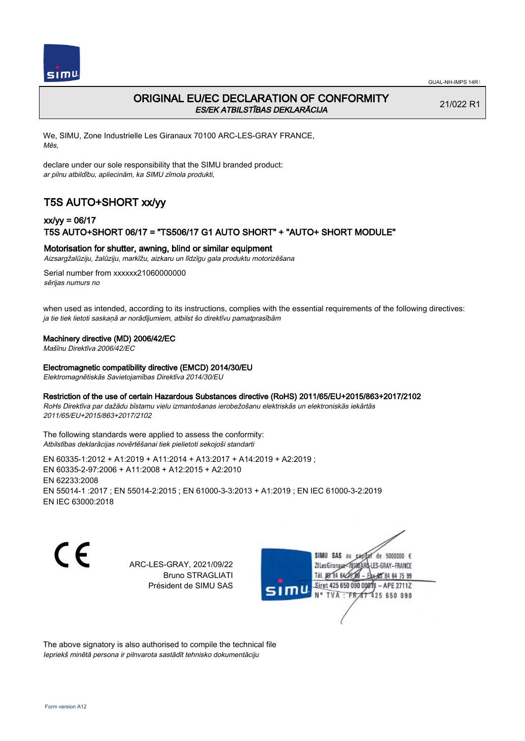GUAL-NH-IMPS 14R1

# ORIGINAL EU/EC DECLARATION OF CONFORMITY

*ES/EK ATBILSTĪBAS DEKLARĀCIJA*

21/022 R1

We, SIMU, Zone Industrielle Les Giranaux 70100 ARC-LES-GRAY FRANCE,
*Mēs,*

declare under our sole responsibility that the SIMU branded product:
*ar pilnu atbildību, apliecinām, ka SIMU zīmola produkti,*

## T5S AUTO+SHORT xx/yy

### xx/yy = 06/17
### T5S AUTO+SHORT 06/17 = "TS506/17 G1 AUTO SHORT" + "AUTO+ SHORT MODULE"

**Motorisation for shutter, awning, blind or similar equipment**
*Aizsargžalūziju, žalūziju, markīžu, aizkaru un līdzīgu gala produktu motorizēšana*

Serial number from xxxxxx21060000000
*sērijas numurs no*

when used as intended, according to its instructions, complies with the essential requirements of the following directives:
*ja tie tiek lietoti saskaņā ar norādījumiem, atbilst šo direktīvu pamatprasībām*

**Machinery directive (MD) 2006/42/EC**
*Mašīnu Direktīva 2006/42/EC*

**Electromagnetic compatibility directive (EMCD) 2014/30/EU**
*Elektromagnētiskās Savietojamības Direktīva 2014/30/EU*

**Restriction of the use of certain Hazardous Substances directive (RoHS) 2011/65/EU+2015/863+2017/2102**
*RoHs Direktīva par dažādu bīstamu vielu izmantošanas ierobežošanu elektriskās un elektroniskās iekārtās 2011/65/EU+2015/863+2017/2102*

The following standards were applied to assess the conformity:
*Atbilstības deklarācijas novērtēšanai tiek pielietoti sekojoši standarti*

EN 60335-1:2012 + A1:2019 + A11:2014 + A13:2017 + A14:2019 + A2:2019 ;
EN 60335-2-97:2006 + A11:2008 + A12:2015 + A2:2010
EN 62233:2008
EN 55014-1 :2017 ; EN 55014-2:2015 ; EN 61000-3-3:2013 + A1:2019 ; EN IEC 61000-3-2:2019
EN IEC 63000:2018

ARC-LES-GRAY, 2021/09/22
Bruno STRAGLIATI
Président de SIMU SAS

SIMU SAS au capital de 5000000 €
ZI Les Giranaux - 70100 ARC-LES-GRAY - FRANCE
Tél. 03 84 64 75 00 - Fax 03 84 64 75 99
Siret 425 650 090 00811 - APE 2711Z
N° TVA : FR 87 425 650 090

The above signatory is also authorised to compile the technical file
*Iepriekš minētā persona ir pilnvarota sastādīt tehnisko dokumentāciju*

Form version A12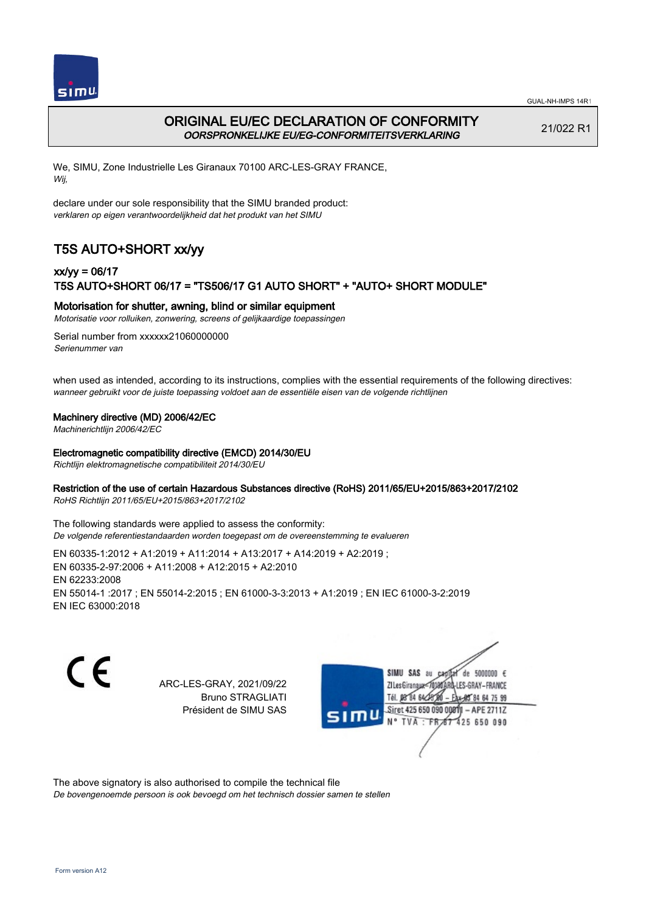# ORIGINAL EU/EC DECLARATION OF CONFORMITY

*OORSPRONKELIJKE EU/EG-CONFORMITEITSVERKLARING*

21/022 R1

We, SIMU, Zone Industrielle Les Giranaux 70100 ARC-LES-GRAY FRANCE,
*Wij,*

declare under our sole responsibility that the SIMU branded product:
*verklaren op eigen verantwoordelijkheid dat het produkt van het SIMU*

## T5S AUTO+SHORT xx/yy

### xx/yy = 06/17
### T5S AUTO+SHORT 06/17 = "TS506/17 G1 AUTO SHORT" + "AUTO+ SHORT MODULE"

**Motorisation for shutter, awning, blind or similar equipment**
*Motorisatie voor rolluiken, zonwering, screens of gelijkaardige toepassingen*

Serial number from xxxxxx21060000000
*Serienummer van*

when used as intended, according to its instructions, complies with the essential requirements of the following directives:
*wanneer gebruikt voor de juiste toepassing voldoet aan de essentiële eisen van de volgende richtlijnen*

**Machinery directive (MD) 2006/42/EC**
*Machinerichtlijn 2006/42/EC*

**Electromagnetic compatibility directive (EMCD) 2014/30/EU**
*Richtlijn elektromagnetische compatibiliteit 2014/30/EU*

**Restriction of the use of certain Hazardous Substances directive (RoHS) 2011/65/EU+2015/863+2017/2102**
*RoHS Richtlijn 2011/65/EU+2015/863+2017/2102*

The following standards were applied to assess the conformity:
*De volgende referentiestandaarden worden toegepast om de overeenstemming te evalueren*

EN 60335-1:2012 + A1:2019 + A11:2014 + A13:2017 + A14:2019 + A2:2019 ;
EN 60335-2-97:2006 + A11:2008 + A12:2015 + A2:2010
EN 62233:2008
EN 55014-1 :2017 ; EN 55014-2:2015 ; EN 61000-3-3:2013 + A1:2019 ; EN IEC 61000-3-2:2019
EN IEC 63000:2018

CE

ARC-LES-GRAY, 2021/09/22
Bruno STRAGLIATI
Président de SIMU SAS

SIMU SAS au capital de 5000000 €
ZI Les Giranaux 70100 ARC-LES-GRAY-FRANCE
Tél. 03 84 64 78 00 – Fax 03 84 64 75 99
Siret 425 650 090 00811 – APE 2711Z
N° TVA : FR 67 425 650 090

The above signatory is also authorised to compile the technical file
*De bovengenoemde persoon is ook bevoegd om het technisch dossier samen te stellen*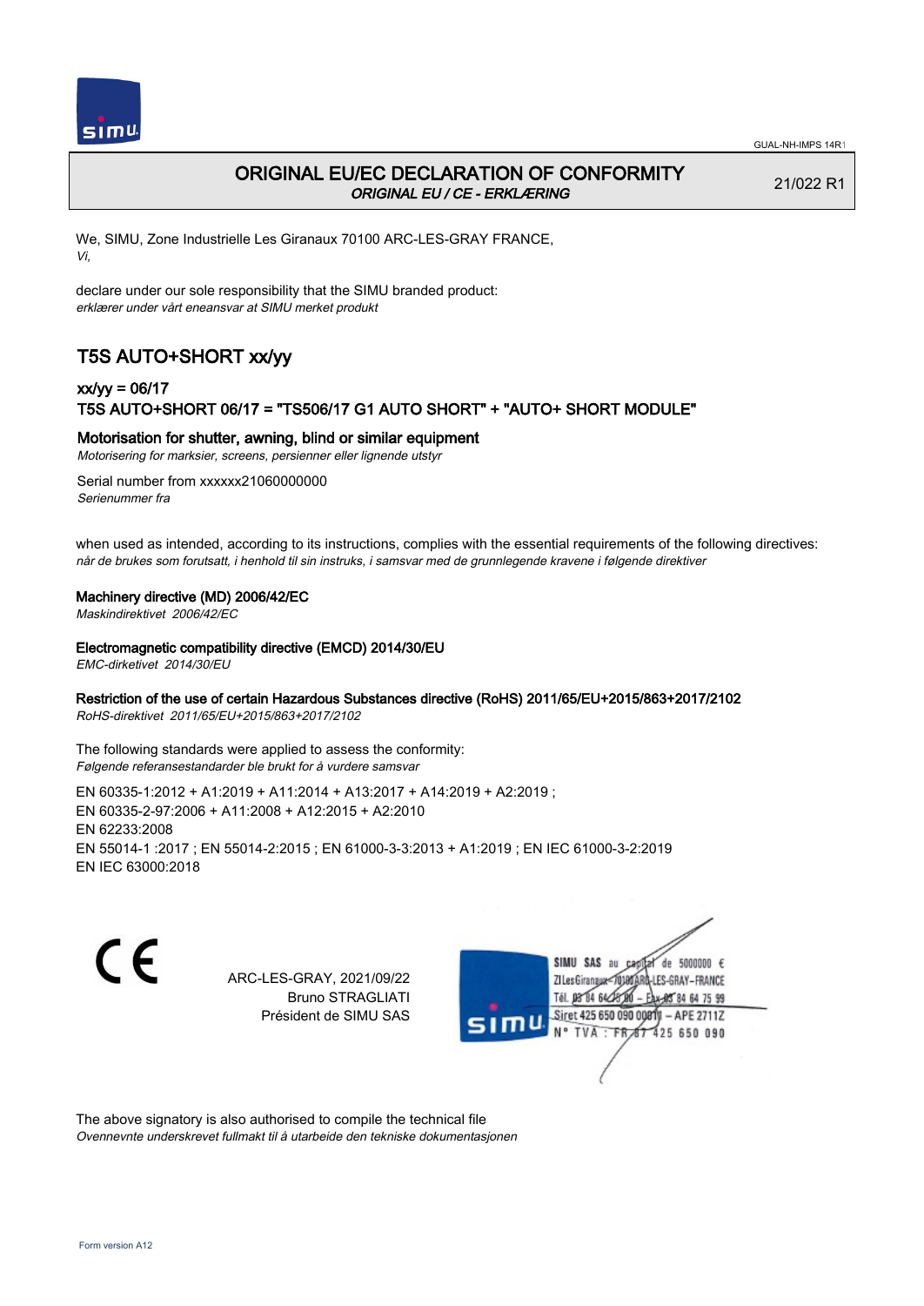GUAL-NH-IMPS 14R1

# ORIGINAL EU/EC DECLARATION OF CONFORMITY

*ORIGINAL EU / CE - ERKLÆRING*

21/022 R1

We, SIMU, Zone Industrielle Les Giranaux 70100 ARC-LES-GRAY FRANCE,
*Vi,*

declare under our sole responsibility that the SIMU branded product:
*erklærer under vårt eneansvar at SIMU merket produkt*

## T5S AUTO+SHORT xx/yy

### xx/yy = 06/17
### T5S AUTO+SHORT 06/17 = "TS506/17 G1 AUTO SHORT" + "AUTO+ SHORT MODULE"

**Motorisation for shutter, awning, blind or similar equipment**
*Motorisering for marksier, screens, persienner eller lignende utstyr*

Serial number from xxxxxx21060000000
*Serienummer fra*

when used as intended, according to its instructions, complies with the essential requirements of the following directives:
*når de brukes som forutsatt, i henhold til sin instruks, i samsvar med de grunnlegende kravene i følgende direktiver*

**Machinery directive (MD) 2006/42/EC**
*Maskindirektivet 2006/42/EC*

**Electromagnetic compatibility directive (EMCD) 2014/30/EU**
*EMC-dirketivet 2014/30/EU*

**Restriction of the use of certain Hazardous Substances directive (RoHS) 2011/65/EU+2015/863+2017/2102**
*RoHS-direktivet 2011/65/EU+2015/863+2017/2102*

The following standards were applied to assess the conformity:
*Følgende referansestandarder ble brukt for å vurdere samsvar*

EN 60335-1:2012 + A1:2019 + A11:2014 + A13:2017 + A14:2019 + A2:2019 ;
EN 60335-2-97:2006 + A11:2008 + A12:2015 + A2:2010
EN 62233:2008
EN 55014-1 :2017 ; EN 55014-2:2015 ; EN 61000-3-3:2013 + A1:2019 ; EN IEC 61000-3-2:2019
EN IEC 63000:2018

ARC-LES-GRAY, 2021/09/22
Bruno STRAGLIATI
Président de SIMU SAS

SIMU SAS au capital de 5000000 €
ZI Les Giranaux 70100 ARC-LES-GRAY-FRANCE
Tél. 03 84 64 78 00 – Fax 03 84 64 75 99
Siret 425 650 090 00011 – APE 2711Z
N° TVA : FR 67 425 650 090

The above signatory is also authorised to compile the technical file
*Ovennevnte underskrevet fullmakt til å utarbeide den tekniske dokumentasjonen*

Form version A12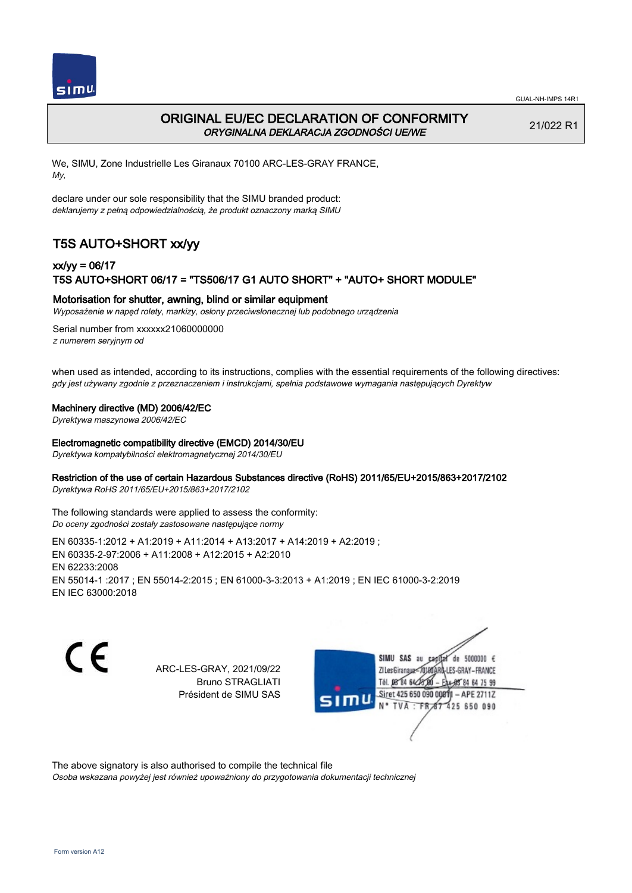GUAL-NH-IMPS 14R1

# ORIGINAL EU/EC DECLARATION OF CONFORMITY
*ORYGINALNA DEKLARACJA ZGODNOŚCI UE/WE*

21/022 R1

We, SIMU, Zone Industrielle Les Giranaux 70100 ARC-LES-GRAY FRANCE,
*My,*

declare under our sole responsibility that the SIMU branded product:
*deklarujemy z pełną odpowiedzialnością, że produkt oznaczony marką SIMU*

## T5S AUTO+SHORT xx/yy

### xx/yy = 06/17
### T5S AUTO+SHORT 06/17 = "TS506/17 G1 AUTO SHORT" + "AUTO+ SHORT MODULE"

**Motorisation for shutter, awning, blind or similar equipment**
*Wyposażenie w napęd rolety, markizy, osłony przeciwsłonecznej lub podobnego urządzenia*

Serial number from xxxxxx21060000000
*z numerem seryjnym od*

when used as intended, according to its instructions, complies with the essential requirements of the following directives:
*gdy jest używany zgodnie z przeznaczeniem i instrukcjami, spełnia podstawowe wymagania następujących Dyrektyw*

**Machinery directive (MD) 2006/42/EC**
*Dyrektywa maszynowa 2006/42/EC*

**Electromagnetic compatibility directive (EMCD) 2014/30/EU**
*Dyrektywa kompatybilności elektromagnetycznej 2014/30/EU*

**Restriction of the use of certain Hazardous Substances directive (RoHS) 2011/65/EU+2015/863+2017/2102**
*Dyrektywa RoHS 2011/65/EU+2015/863+2017/2102*

The following standards were applied to assess the conformity:
*Do oceny zgodności zostały zastosowane następujące normy*

EN 60335-1:2012 + A1:2019 + A11:2014 + A13:2017 + A14:2019 + A2:2019 ;
EN 60335-2-97:2006 + A11:2008 + A12:2015 + A2:2010
EN 62233:2008
EN 55014-1 :2017 ; EN 55014-2:2015 ; EN 61000-3-3:2013 + A1:2019 ; EN IEC 61000-3-2:2019
EN IEC 63000:2018

ARC-LES-GRAY, 2021/09/22
Bruno STRAGLIATI
Président de SIMU SAS

SIMU SAS au capital de 5000000 €
ZI Les Giranaux 70100 ARC-LES-GRAY-FRANCE
Tél. 03 84 64 75 00 – Fax 03 84 64 75 99
Siret 425 650 090 00011 – APE 2711Z
N° TVA : FR 87 425 650 090

The above signatory is also authorised to compile the technical file
*Osoba wskazana powyżej jest również upoważniony do przygotowania dokumentacji technicznej*

Form version A12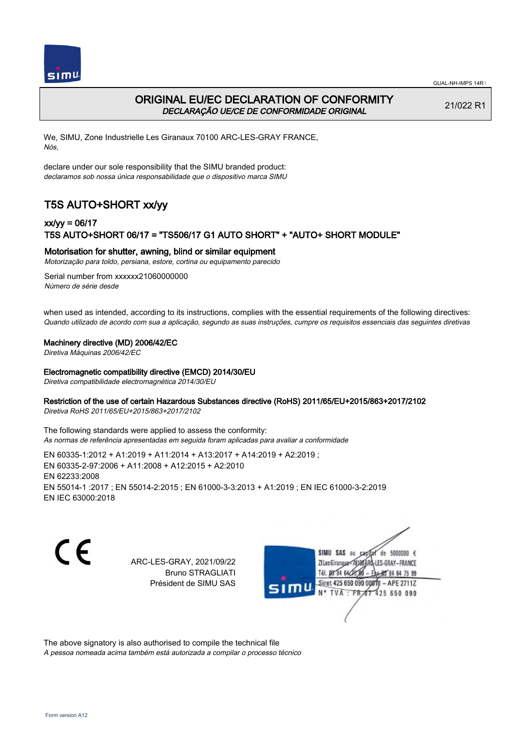## ORIGINAL EU/EC DECLARATION OF CONFORMITY
*DECLARAÇÃO UE/CE DE CONFORMIDADE ORIGINAL*

21/022 R1

We, SIMU, Zone Industrielle Les Giranaux 70100 ARC-LES-GRAY FRANCE,
*Nós,*

declare under our sole responsibility that the SIMU branded product:
*declaramos sob nossa única responsabilidade que o dispositivo marca SIMU*

# T5S AUTO+SHORT xx/yy

### xx/yy = 06/17
### T5S AUTO+SHORT 06/17 = "TS506/17 G1 AUTO SHORT" + "AUTO+ SHORT MODULE"

**Motorisation for shutter, awning, blind or similar equipment**
*Motorização para toldo, persiana, estore, cortina ou equipamento parecido*

Serial number from xxxxxx21060000000
*Número de série desde*

when used as intended, according to its instructions, complies with the essential requirements of the following directives:
*Quando utilizado de acordo com sua a aplicação, segundo as suas instruções, cumpre os requisitos essenciais das seguintes diretivas*

**Machinery directive (MD) 2006/42/EC**
*Diretiva Máquinas 2006/42/EC*

**Electromagnetic compatibility directive (EMCD) 2014/30/EU**
*Diretiva compatibilidade electromagnética 2014/30/EU*

**Restriction of the use of certain Hazardous Substances directive (RoHS) 2011/65/EU+2015/863+2017/2102**
*Diretiva RoHS 2011/65/EU+2015/863+2017/2102*

The following standards were applied to assess the conformity:
*As normas de referência apresentadas em seguida foram aplicadas para avaliar a conformidade*

EN 60335-1:2012 + A1:2019 + A11:2014 + A13:2017 + A14:2019 + A2:2019 ;
EN 60335-2-97:2006 + A11:2008 + A12:2015 + A2:2010
EN 62233:2008
EN 55014-1 :2017 ; EN 55014-2:2015 ; EN 61000-3-3:2013 + A1:2019 ; EN IEC 61000-3-2:2019
EN IEC 63000:2018

ARC-LES-GRAY, 2021/09/22
Bruno STRAGLIATI
Président de SIMU SAS

SIMU SAS au capital de 5000000 €
ZI Les Giranaux 70100 ARC-LES-GRAY-FRANCE
Tél. 03 84 64 75 00 – Fax 03 84 64 75 99
Siret 425 650 090 00011 – APE 2711Z
N° TVA : FR 67 425 650 090

The above signatory is also authorised to compile the technical file
*A pessoa nomeada acima também está autorizada a compilar o processo técnico*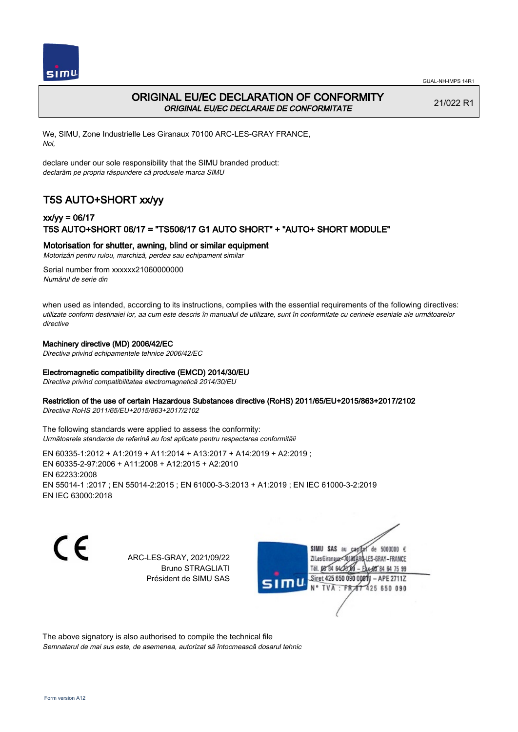# ORIGINAL EU/EC DECLARATION OF CONFORMITY

*ORIGINAL EU/EC DECLARAIE DE CONFORMITATE*

21/022 R1

We, SIMU, Zone Industrielle Les Giranaux 70100 ARC-LES-GRAY FRANCE,
*Noi,*

declare under our sole responsibility that the SIMU branded product:
*declarăm pe propria răspundere că produsele marca SIMU*

## T5S AUTO+SHORT xx/yy

### xx/yy = 06/17
### T5S AUTO+SHORT 06/17 = "TS506/17 G1 AUTO SHORT" + "AUTO+ SHORT MODULE"

**Motorisation for shutter, awning, blind or similar equipment**
*Motorizări pentru rulou, marchiză, perdea sau echipament similar*

Serial number from xxxxxx21060000000
*Numărul de serie din*

when used as intended, according to its instructions, complies with the essential requirements of the following directives:
*utilizate conform destinaiei lor, aa cum este descris în manualul de utilizare, sunt în conformitate cu cerinele eseniale ale următoarelor directive*

**Machinery directive (MD) 2006/42/EC**
*Directiva privind echipamentele tehnice 2006/42/EC*

**Electromagnetic compatibility directive (EMCD) 2014/30/EU**
*Directiva privind compatibilitatea electromagnetică 2014/30/EU*

**Restriction of the use of certain Hazardous Substances directive (RoHS) 2011/65/EU+2015/863+2017/2102**
*Directiva RoHS 2011/65/EU+2015/863+2017/2102*

The following standards were applied to assess the conformity:
*Următoarele standarde de referină au fost aplicate pentru respectarea conformității*

EN 60335-1:2012 + A1:2019 + A11:2014 + A13:2017 + A14:2019 + A2:2019 ;
EN 60335-2-97:2006 + A11:2008 + A12:2015 + A2:2010
EN 62233:2008
EN 55014-1 :2017 ; EN 55014-2:2015 ; EN 61000-3-3:2013 + A1:2019 ; EN IEC 61000-3-2:2019
EN IEC 63000:2018

CE

ARC-LES-GRAY, 2021/09/22
Bruno STRAGLIATI
Président de SIMU SAS

SIMU SAS au capital de 5000000 €
ZI Les Giranaux 70100 ARC-LES-GRAY-FRANCE
Tél. 03 84 64 75 00 – Fax 03 84 64 75 99
Siret 425 650 090 00811 – APE 2711Z
N° TVA : FR 87 425 650 090

The above signatory is also authorised to compile the technical file
*Semnatarul de mai sus este, de asemenea, autorizat să întocmească dosarul tehnic*

Form version A12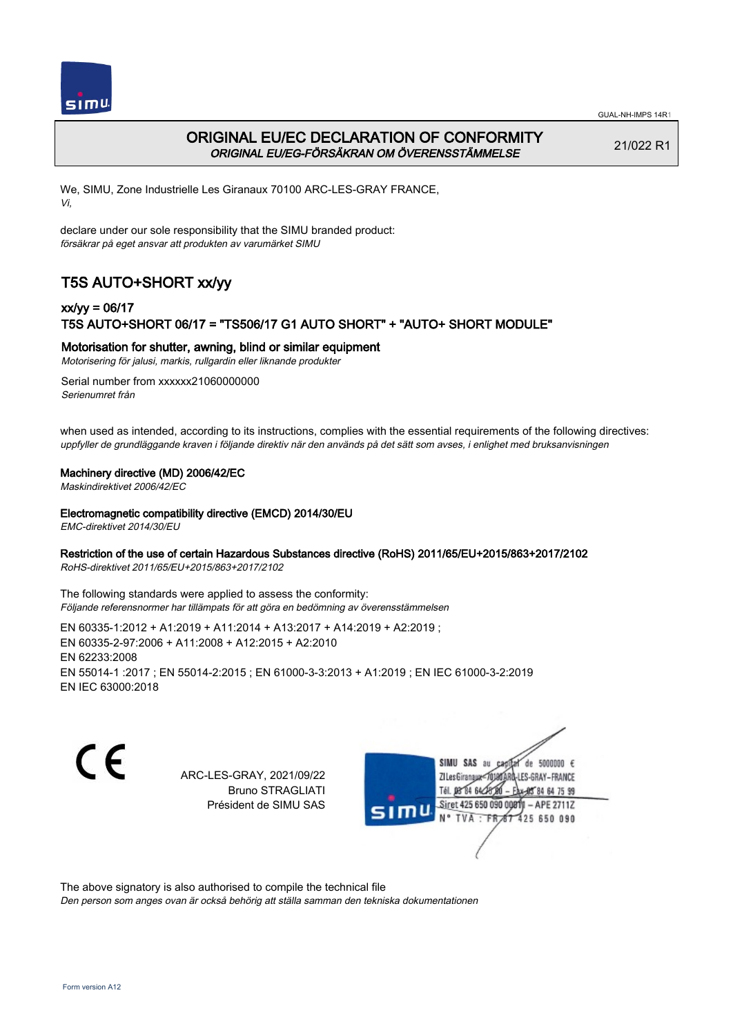# ORIGINAL EU/EC DECLARATION OF CONFORMITY
*ORIGINAL EU/EG-FÖRSÄKRAN OM ÖVERENSSTÄMMELSE*

21/022 R1

We, SIMU, Zone Industrielle Les Giranaux 70100 ARC-LES-GRAY FRANCE,
*Vi,*

declare under our sole responsibility that the SIMU branded product:
*försäkrar på eget ansvar att produkten av varumärket SIMU*

## T5S AUTO+SHORT xx/yy

### xx/yy = 06/17
### T5S AUTO+SHORT 06/17 = "TS506/17 G1 AUTO SHORT" + "AUTO+ SHORT MODULE"

**Motorisation for shutter, awning, blind or similar equipment**
*Motorisering för jalusi, markis, rullgardin eller liknande produkter*

Serial number from xxxxxx21060000000
*Serienumret från*

when used as intended, according to its instructions, complies with the essential requirements of the following directives:
*uppfyller de grundläggande kraven i följande direktiv när den används på det sätt som avses, i enlighet med bruksanvisningen*

**Machinery directive (MD) 2006/42/EC**
*Maskindirektivet 2006/42/EC*

**Electromagnetic compatibility directive (EMCD) 2014/30/EU**
*EMC-direktivet 2014/30/EU*

**Restriction of the use of certain Hazardous Substances directive (RoHS) 2011/65/EU+2015/863+2017/2102**
*RoHS-direktivet 2011/65/EU+2015/863+2017/2102*

The following standards were applied to assess the conformity:
*Följande referensnormer har tillämpats för att göra en bedömning av överensstämmelsen*

EN 60335-1:2012 + A1:2019 + A11:2014 + A13:2017 + A14:2019 + A2:2019 ;
EN 60335-2-97:2006 + A11:2008 + A12:2015 + A2:2010
EN 62233:2008
EN 55014-1 :2017 ; EN 55014-2:2015 ; EN 61000-3-3:2013 + A1:2019 ; EN IEC 61000-3-2:2019
EN IEC 63000:2018

CE

ARC-LES-GRAY, 2021/09/22
Bruno STRAGLIATI
Président de SIMU SAS

SIMU SAS au capital de 5000000 €
ZI Les Giranaux 70100 ARC-LES-GRAY-FRANCE
Tél. 03 84 64 78 00 – Fax 03 84 64 75 99
Siret 425 650 090 00011 – APE 2711Z
N° TVA : FR 87 425 650 090

The above signatory is also authorised to compile the technical file
*Den person som anges ovan är också behörig att ställa samman den tekniska dokumentationen*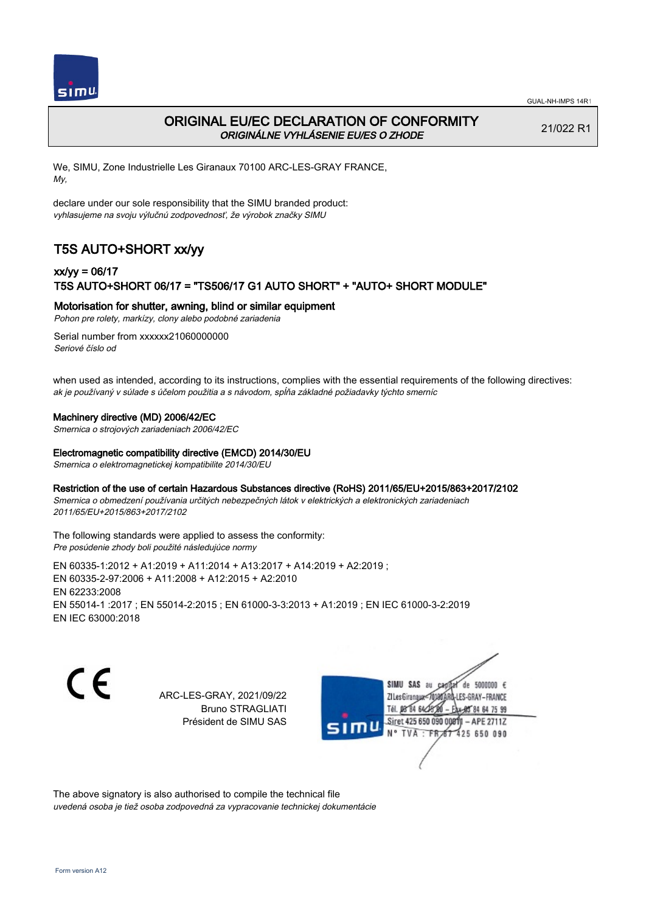# ORIGINAL EU/EC DECLARATION OF CONFORMITY
*ORIGINÁLNE VYHLÁSENIE EU/ES O ZHODE*

21/022 R1

We, SIMU, Zone Industrielle Les Giranaux 70100 ARC-LES-GRAY FRANCE,
*My,*

declare under our sole responsibility that the SIMU branded product:
*vyhlasujeme na svoju výlučnú zodpovednosť, že výrobok značky SIMU*

## T5S AUTO+SHORT xx/yy

### xx/yy = 06/17
### T5S AUTO+SHORT 06/17 = "TS506/17 G1 AUTO SHORT" + "AUTO+ SHORT MODULE"

**Motorisation for shutter, awning, blind or similar equipment**
*Pohon pre rolety, markízy, clony alebo podobné zariadenia*

Serial number from xxxxxx21060000000
*Seriové číslo od*

when used as intended, according to its instructions, complies with the essential requirements of the following directives:
*ak je používaný v súlade s účelom použitia a s návodom, spĺňa základné požiadavky týchto smerníc*

**Machinery directive (MD) 2006/42/EC**
*Smernica o strojových zariadeniach 2006/42/EC*

**Electromagnetic compatibility directive (EMCD) 2014/30/EU**
*Smernica o elektromagnetickej kompatibilite 2014/30/EU*

**Restriction of the use of certain Hazardous Substances directive (RoHS) 2011/65/EU+2015/863+2017/2102**
*Smernica o obmedzení používania určitých nebezpečných látok v elektrických a elektronických zariadeniach 2011/65/EU+2015/863+2017/2102*

The following standards were applied to assess the conformity:
*Pre posúdenie zhody boli použité následujúce normy*

EN 60335-1:2012 + A1:2019 + A11:2014 + A13:2017 + A14:2019 + A2:2019 ;
EN 60335-2-97:2006 + A11:2008 + A12:2015 + A2:2010
EN 62233:2008
EN 55014-1 :2017 ; EN 55014-2:2015 ; EN 61000-3-3:2013 + A1:2019 ; EN IEC 61000-3-2:2019
EN IEC 63000:2018

ARC-LES-GRAY, 2021/09/22
Bruno STRAGLIATI
Président de SIMU SAS

SIMU SAS au capital de 5000000 €
ZI Les Giranaux 70100 ARC-LES-GRAY-FRANCE
Tél. 03 84 64 75 00 – Fax 03 84 64 75 99
Siret 425 650 090 00011 – APE 2711Z
N° TVA : FR 87 425 650 090

The above signatory is also authorised to compile the technical file
*uvedená osoba je tiež osoba zodpovedná za vypracovanie technickej dokumentácie*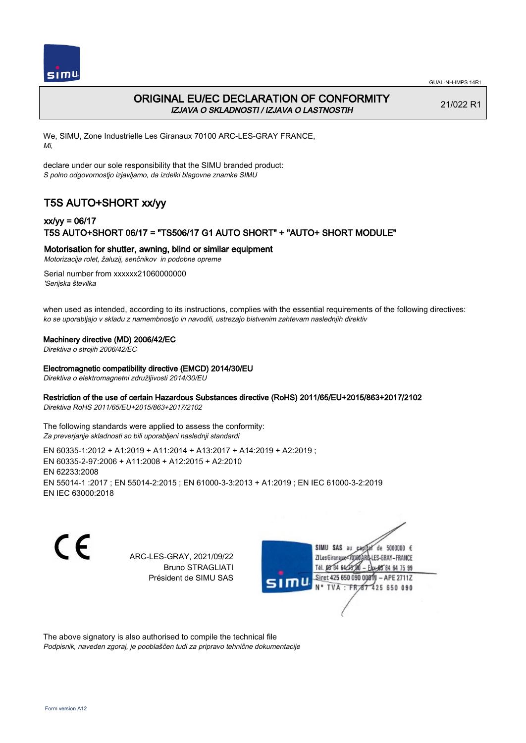# ORIGINAL EU/EC DECLARATION OF CONFORMITY

*IZJAVA O SKLADNOSTI / IZJAVA O LASTNOSTIH*

21/022 R1

We, SIMU, Zone Industrielle Les Giranaux 70100 ARC-LES-GRAY FRANCE,
*Mi,*

declare under our sole responsibility that the SIMU branded product:
*S polno odgovornostjo izjavljamo, da izdelki blagovne znamke SIMU*

## T5S AUTO+SHORT xx/yy

### xx/yy = 06/17

### T5S AUTO+SHORT 06/17 = "TS506/17 G1 AUTO SHORT" + "AUTO+ SHORT MODULE"

**Motorisation for shutter, awning, blind or similar equipment**
*Motorizacija rolet, žaluzij, senčnikov in podobne opreme*

Serial number from xxxxxx21060000000
*'Serijska številka*

when used as intended, according to its instructions, complies with the essential requirements of the following directives:
*ko se uporabljajo v skladu z namembnostjo in navodili, ustrezajo bistvenim zahtevam naslednjih direktiv*

**Machinery directive (MD) 2006/42/EC**
*Direktiva o strojih 2006/42/EC*

**Electromagnetic compatibility directive (EMCD) 2014/30/EU**
*Direktiva o elektromagnetni združljivosti 2014/30/EU*

**Restriction of the use of certain Hazardous Substances directive (RoHS) 2011/65/EU+2015/863+2017/2102**
*Direktiva RoHS 2011/65/EU+2015/863+2017/2102*

The following standards were applied to assess the conformity:
*Za preverjanje skladnosti so bili uporabljeni naslednji standardi*

EN 60335-1:2012 + A1:2019 + A11:2014 + A13:2017 + A14:2019 + A2:2019 ;
EN 60335-2-97:2006 + A11:2008 + A12:2015 + A2:2010
EN 62233:2008
EN 55014-1 :2017 ; EN 55014-2:2015 ; EN 61000-3-3:2013 + A1:2019 ; EN IEC 61000-3-2:2019
EN IEC 63000:2018

ARC-LES-GRAY, 2021/09/22
Bruno STRAGLIATI
Président de SIMU SAS

SIMU SAS au capital de 5000000 €
ZI Les Giranaux 70100 ARC-LES-GRAY-FRANCE
Tél. 03 84 64 75 00 – Fax 03 84 64 75 99
Siret 425 650 090 00811 – APE 2711Z
N° TVA : FR 67 425 650 090

The above signatory is also authorised to compile the technical file
*Podpisnik, naveden zgoraj, je pooblaščen tudi za pripravo tehnične dokumentacije*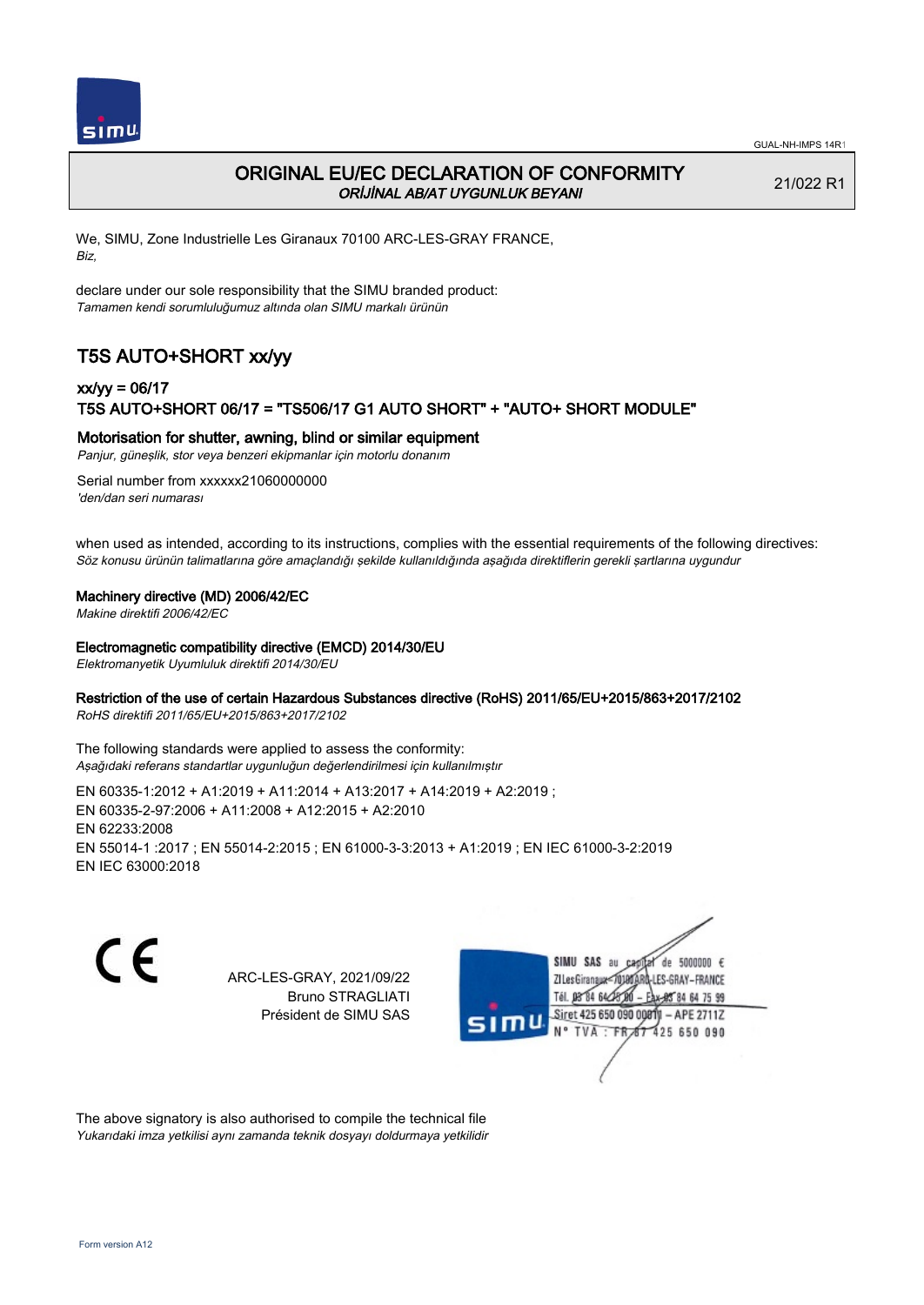# ORIGINAL EU/EC DECLARATION OF CONFORMITY

*ORİJİNAL AB/AT UYGUNLUK BEYANI*

21/022 R1

We, SIMU, Zone Industrielle Les Giranaux 70100 ARC-LES-GRAY FRANCE,
*Biz,*

declare under our sole responsibility that the SIMU branded product:
*Tamamen kendi sorumluluğumuz altında olan SIMU markalı ürünün*

## T5S AUTO+SHORT xx/yy

### xx/yy = 06/17
### T5S AUTO+SHORT 06/17 = "TS506/17 G1 AUTO SHORT" + "AUTO+ SHORT MODULE"

### Motorisation for shutter, awning, blind or similar equipment
*Panjur, güneşlik, stor veya benzeri ekipmanlar için motorlu donanım*

Serial number from xxxxxx21060000000
*'den/dan seri numarası*

when used as intended, according to its instructions, complies with the essential requirements of the following directives:
*Söz konusu ürünün talimatlarına göre amaçlandığı şekilde kullanıldığında aşağıda direktiflerin gerekli şartlarına uygundur*

**Machinery directive (MD) 2006/42/EC**
*Makine direktifi 2006/42/EC*

**Electromagnetic compatibility directive (EMCD) 2014/30/EU**
*Elektromanyetik Uyumluluk direktifi 2014/30/EU*

**Restriction of the use of certain Hazardous Substances directive (RoHS) 2011/65/EU+2015/863+2017/2102**
*RoHS direktifi 2011/65/EU+2015/863+2017/2102*

The following standards were applied to assess the conformity:
*Aşağıdaki referans standartlar uygunluğun değerlendirilmesi için kullanılmıştır*

EN 60335-1:2012 + A1:2019 + A11:2014 + A13:2017 + A14:2019 + A2:2019 ;
EN 60335-2-97:2006 + A11:2008 + A12:2015 + A2:2010
EN 62233:2008
EN 55014-1 :2017 ; EN 55014-2:2015 ; EN 61000-3-3:2013 + A1:2019 ; EN IEC 61000-3-2:2019
EN IEC 63000:2018

ARC-LES-GRAY, 2021/09/22
Bruno STRAGLIATI
Président de SIMU SAS

SIMU SAS au capital de 5000000 €
ZI Les Giranaux 70100 ARC-LES-GRAY-FRANCE
Tél. 03 84 64 75 00 – Fax 03 84 64 75 99
Siret 425 650 090 00011 – APE 2711Z
N° TVA : FR 67 425 650 090

The above signatory is also authorised to compile the technical file
*Yukarıdaki imza yetkilisi aynı zamanda teknik dosyayı doldurmaya yetkilidir*